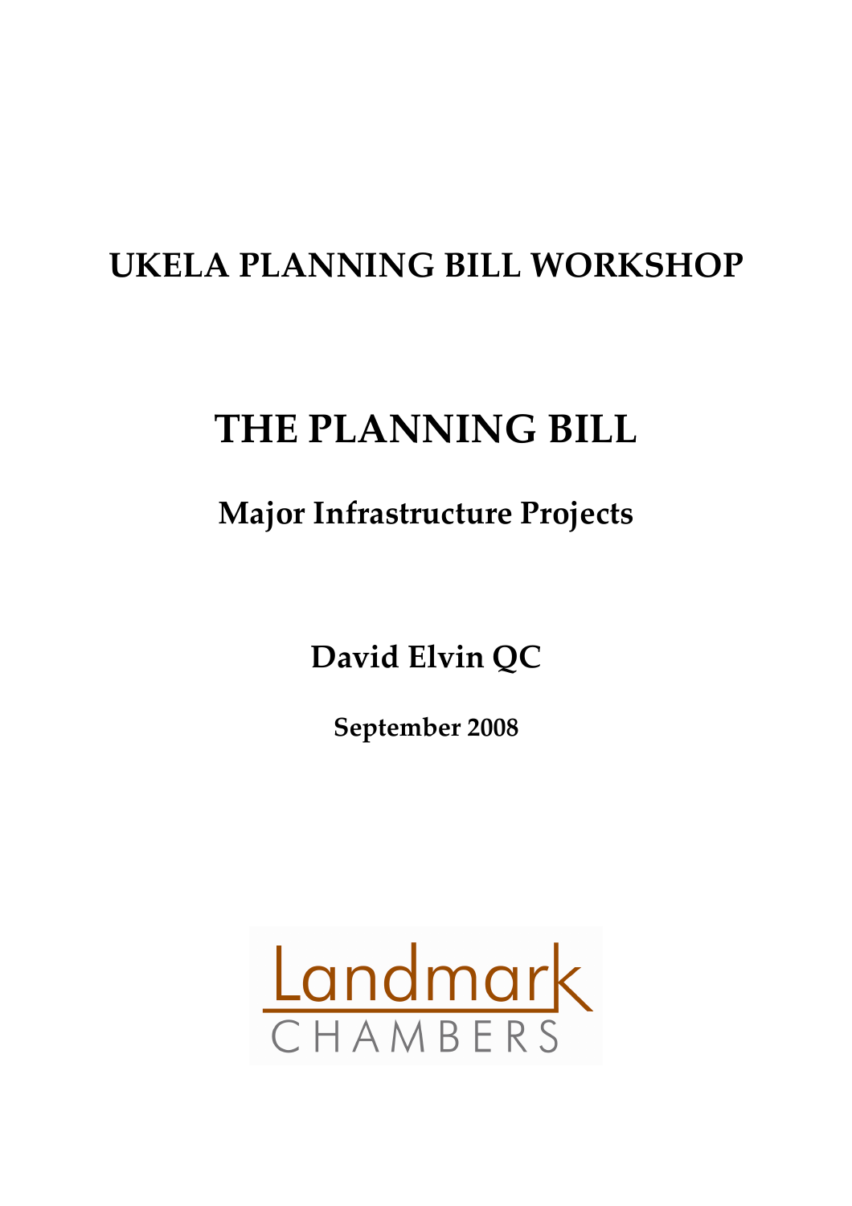# UKELA PLANNING BILL WORKSHOP

# THE PLANNING BILL

## Major Infrastructure Projects

**David Elvin QC**

**September 2008**

Landmark
CHAMBERS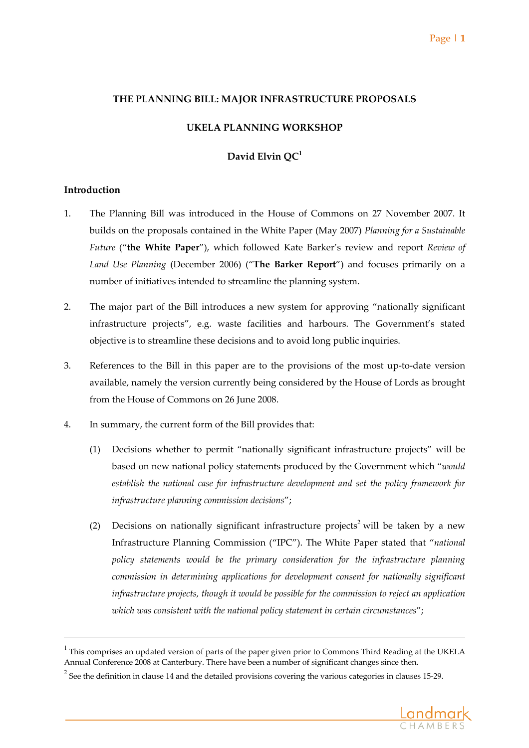**THE PLANNING BILL: MAJOR INFRASTRUCTURE PROPOSALS**

**UKELA PLANNING WORKSHOP**

**David Elvin QC**[1]

**Introduction**

1. The Planning Bill was introduced in the House of Commons on 27 November 2007. It builds on the proposals contained in the White Paper (May 2007) *Planning for a Sustainable Future* ("**the White Paper**"), which followed Kate Barker's review and report *Review of Land Use Planning* (December 2006) ("**The Barker Report**") and focuses primarily on a number of initiatives intended to streamline the planning system.

2. The major part of the Bill introduces a new system for approving "nationally significant infrastructure projects", e.g. waste facilities and harbours. The Government's stated objective is to streamline these decisions and to avoid long public inquiries.

3. References to the Bill in this paper are to the provisions of the most up-to-date version available, namely the version currently being considered by the House of Lords as brought from the House of Commons on 26 June 2008.

4. In summary, the current form of the Bill provides that:

   (1) Decisions whether to permit "nationally significant infrastructure projects" will be based on new national policy statements produced by the Government which "*would establish the national case for infrastructure development and set the policy framework for infrastructure planning commission decisions*";

   (2) Decisions on nationally significant infrastructure projects[2] will be taken by a new Infrastructure Planning Commission ("IPC"). The White Paper stated that "*national policy statements would be the primary consideration for the infrastructure planning commission in determining applications for development consent for nationally significant infrastructure projects, though it would be possible for the commission to reject an application which was consistent with the national policy statement in certain circumstances*";

---

[1] This comprises an updated version of parts of the paper given prior to Commons Third Reading at the UKELA Annual Conference 2008 at Canterbury. There have been a number of significant changes since then.

[2] See the definition in clause 14 and the detailed provisions covering the various categories in clauses 15-29.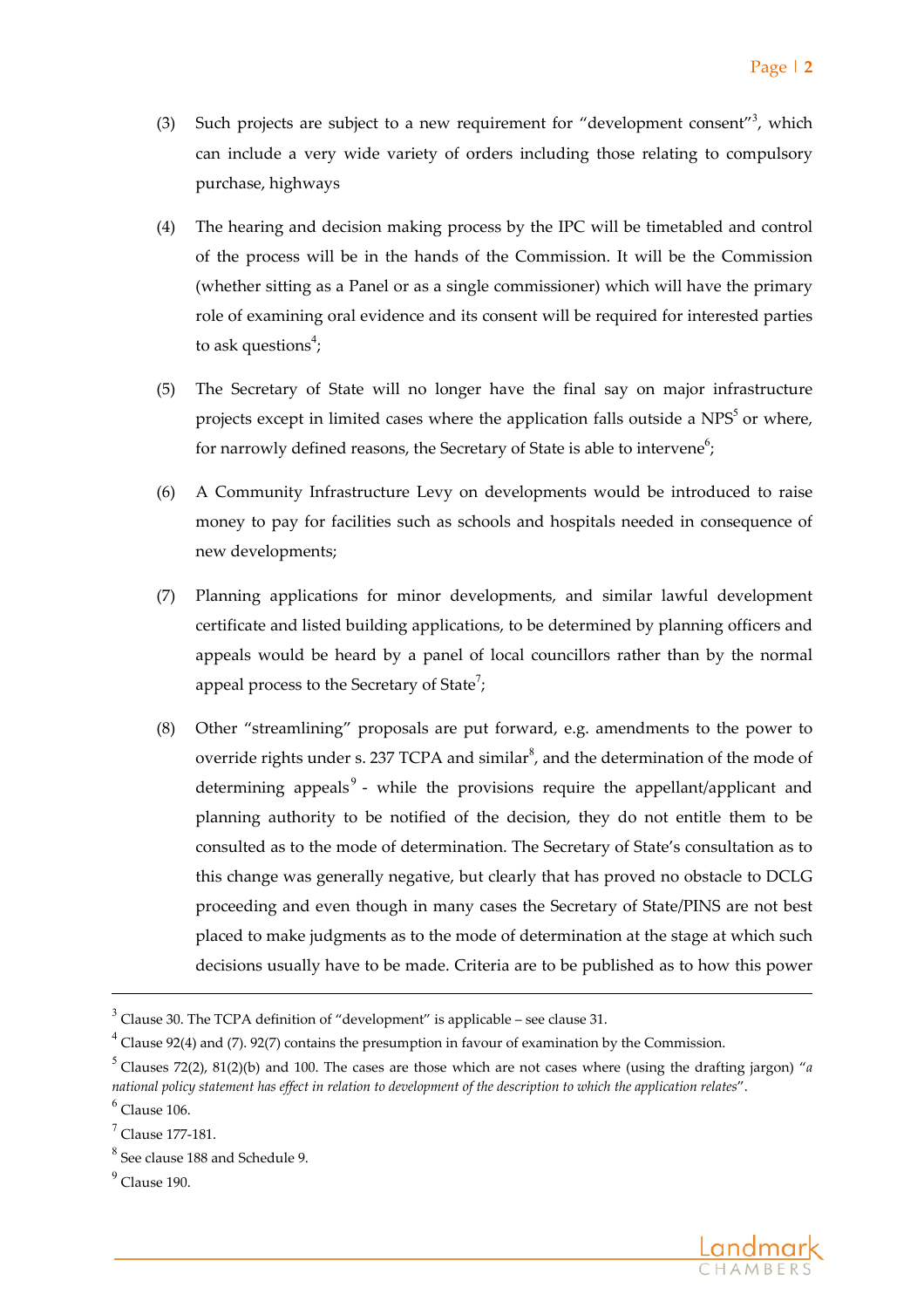(3) Such projects are subject to a new requirement for "development consent"[3], which can include a very wide variety of orders including those relating to compulsory purchase, highways

(4) The hearing and decision making process by the IPC will be timetabled and control of the process will be in the hands of the Commission. It will be the Commission (whether sitting as a Panel or as a single commissioner) which will have the primary role of examining oral evidence and its consent will be required for interested parties to ask questions[4];

(5) The Secretary of State will no longer have the final say on major infrastructure projects except in limited cases where the application falls outside a NPS[5] or where, for narrowly defined reasons, the Secretary of State is able to intervene[6];

(6) A Community Infrastructure Levy on developments would be introduced to raise money to pay for facilities such as schools and hospitals needed in consequence of new developments;

(7) Planning applications for minor developments, and similar lawful development certificate and listed building applications, to be determined by planning officers and appeals would be heard by a panel of local councillors rather than by the normal appeal process to the Secretary of State[7];

(8) Other "streamlining" proposals are put forward, e.g. amendments to the power to override rights under s. 237 TCPA and similar[8], and the determination of the mode of determining appeals[9] - while the provisions require the appellant/applicant and planning authority to be notified of the decision, they do not entitle them to be consulted as to the mode of determination. The Secretary of State's consultation as to this change was generally negative, but clearly that has proved no obstacle to DCLG proceeding and even though in many cases the Secretary of State/PINS are not best placed to make judgments as to the mode of determination at the stage at which such decisions usually have to be made. Criteria are to be published as to how this power

---

[3] Clause 30. The TCPA definition of "development" is applicable – see clause 31.

[4] Clause 92(4) and (7). 92(7) contains the presumption in favour of examination by the Commission.

[5] Clauses 72(2), 81(2)(b) and 100. The cases are those which are not cases where (using the drafting jargon) "*a national policy statement has effect in relation to development of the description to which the application relates*".

[6] Clause 106.

[7] Clause 177-181.

[8] See clause 188 and Schedule 9.

[9] Clause 190.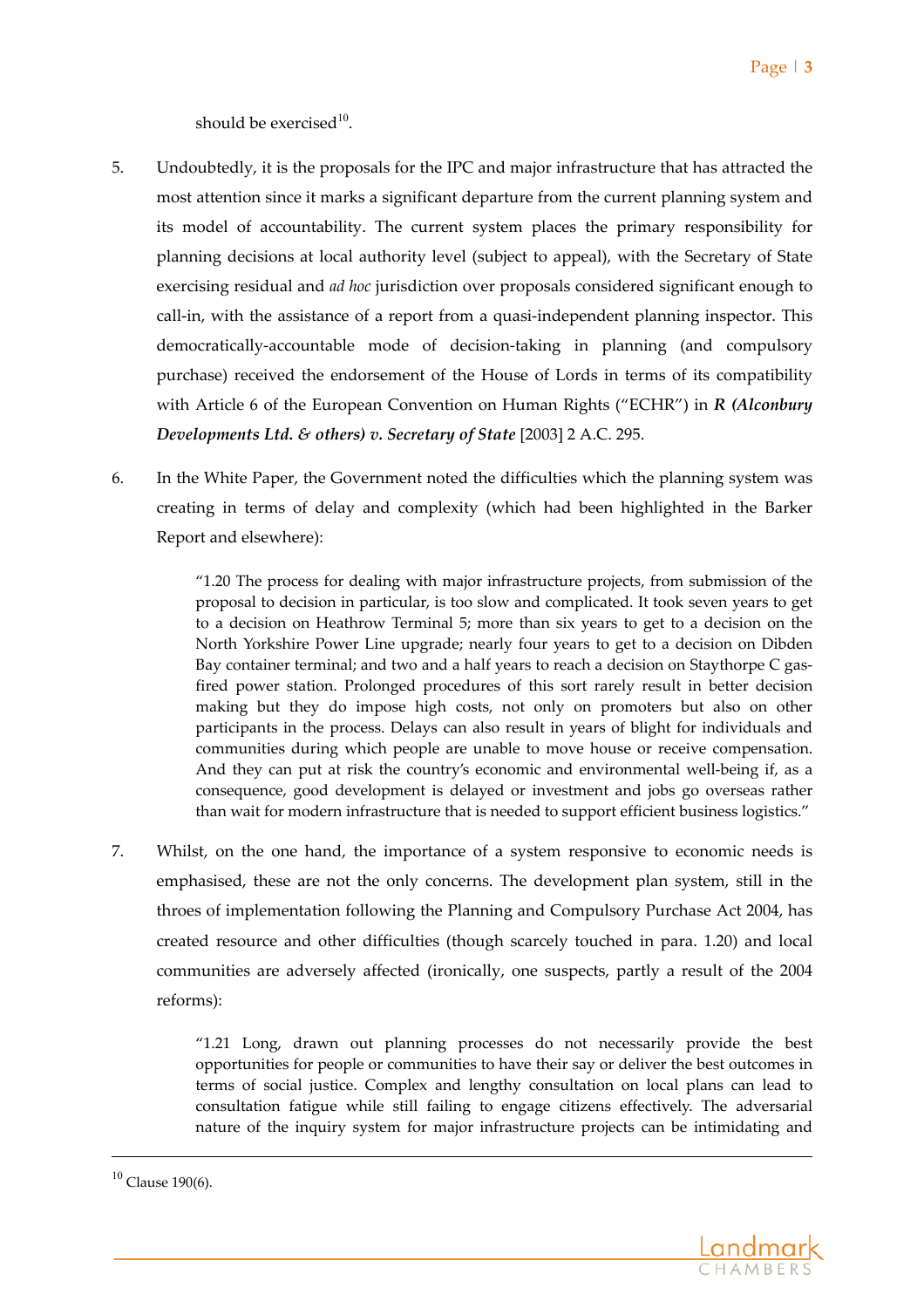should be exercised[10].

5. Undoubtedly, it is the proposals for the IPC and major infrastructure that has attracted the most attention since it marks a significant departure from the current planning system and its model of accountability. The current system places the primary responsibility for planning decisions at local authority level (subject to appeal), with the Secretary of State exercising residual and *ad hoc* jurisdiction over proposals considered significant enough to call-in, with the assistance of a report from a quasi-independent planning inspector. This democratically-accountable mode of decision-taking in planning (and compulsory purchase) received the endorsement of the House of Lords in terms of its compatibility with Article 6 of the European Convention on Human Rights ("ECHR") in ***R (Alconbury Developments Ltd. & others) v. Secretary of State*** [2003] 2 A.C. 295.

6. In the White Paper, the Government noted the difficulties which the planning system was creating in terms of delay and complexity (which had been highlighted in the Barker Report and elsewhere):

> "1.20 The process for dealing with major infrastructure projects, from submission of the proposal to decision in particular, is too slow and complicated. It took seven years to get to a decision on Heathrow Terminal 5; more than six years to get to a decision on the North Yorkshire Power Line upgrade; nearly four years to get to a decision on Dibden Bay container terminal; and two and a half years to reach a decision on Staythorpe C gas-fired power station. Prolonged procedures of this sort rarely result in better decision making but they do impose high costs, not only on promoters but also on other participants in the process. Delays can also result in years of blight for individuals and communities during which people are unable to move house or receive compensation. And they can put at risk the country's economic and environmental well-being if, as a consequence, good development is delayed or investment and jobs go overseas rather than wait for modern infrastructure that is needed to support efficient business logistics."

7. Whilst, on the one hand, the importance of a system responsive to economic needs is emphasised, these are not the only concerns. The development plan system, still in the throes of implementation following the Planning and Compulsory Purchase Act 2004, has created resource and other difficulties (though scarcely touched in para. 1.20) and local communities are adversely affected (ironically, one suspects, partly a result of the 2004 reforms):

> "1.21 Long, drawn out planning processes do not necessarily provide the best opportunities for people or communities to have their say or deliver the best outcomes in terms of social justice. Complex and lengthy consultation on local plans can lead to consultation fatigue while still failing to engage citizens effectively. The adversarial nature of the inquiry system for major infrastructure projects can be intimidating and

[10] Clause 190(6).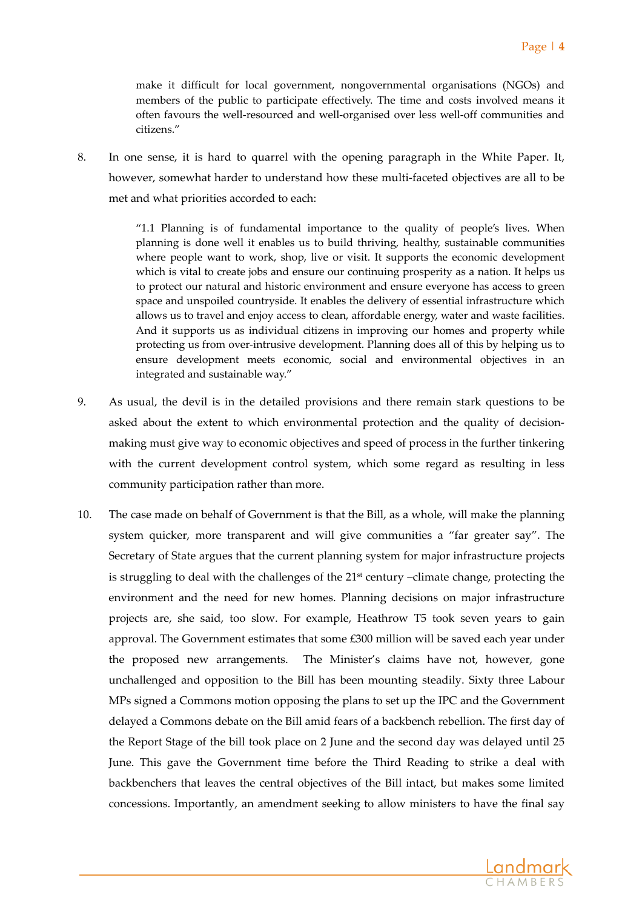make it difficult for local government, nongovernmental organisations (NGOs) and members of the public to participate effectively. The time and costs involved means it often favours the well-resourced and well-organised over less well-off communities and citizens."

8. In one sense, it is hard to quarrel with the opening paragraph in the White Paper. It, however, somewhat harder to understand how these multi-faceted objectives are all to be met and what priorities accorded to each:

> "1.1 Planning is of fundamental importance to the quality of people's lives. When planning is done well it enables us to build thriving, healthy, sustainable communities where people want to work, shop, live or visit. It supports the economic development which is vital to create jobs and ensure our continuing prosperity as a nation. It helps us to protect our natural and historic environment and ensure everyone has access to green space and unspoiled countryside. It enables the delivery of essential infrastructure which allows us to travel and enjoy access to clean, affordable energy, water and waste facilities. And it supports us as individual citizens in improving our homes and property while protecting us from over-intrusive development. Planning does all of this by helping us to ensure development meets economic, social and environmental objectives in an integrated and sustainable way."

9. As usual, the devil is in the detailed provisions and there remain stark questions to be asked about the extent to which environmental protection and the quality of decision-making must give way to economic objectives and speed of process in the further tinkering with the current development control system, which some regard as resulting in less community participation rather than more.

10. The case made on behalf of Government is that the Bill, as a whole, will make the planning system quicker, more transparent and will give communities a "far greater say". The Secretary of State argues that the current planning system for major infrastructure projects is struggling to deal with the challenges of the 21st century –climate change, protecting the environment and the need for new homes. Planning decisions on major infrastructure projects are, she said, too slow. For example, Heathrow T5 took seven years to gain approval. The Government estimates that some £300 million will be saved each year under the proposed new arrangements. The Minister's claims have not, however, gone unchallenged and opposition to the Bill has been mounting steadily. Sixty three Labour MPs signed a Commons motion opposing the plans to set up the IPC and the Government delayed a Commons debate on the Bill amid fears of a backbench rebellion. The first day of the Report Stage of the bill took place on 2 June and the second day was delayed until 25 June. This gave the Government time before the Third Reading to strike a deal with backbenchers that leaves the central objectives of the Bill intact, but makes some limited concessions. Importantly, an amendment seeking to allow ministers to have the final say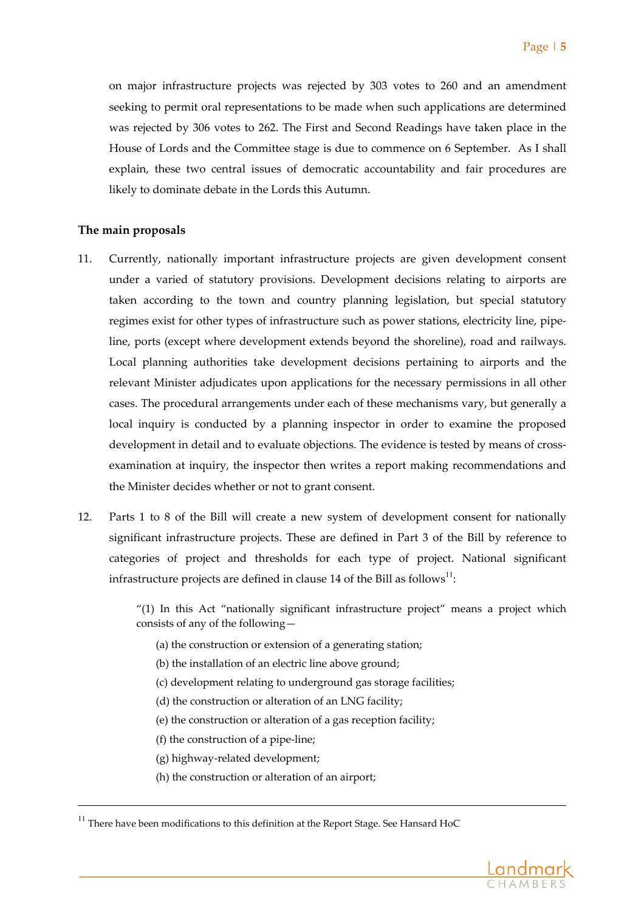on major infrastructure projects was rejected by 303 votes to 260 and an amendment seeking to permit oral representations to be made when such applications are determined was rejected by 306 votes to 262. The First and Second Readings have taken place in the House of Lords and the Committee stage is due to commence on 6 September. As I shall explain, these two central issues of democratic accountability and fair procedures are likely to dominate debate in the Lords this Autumn.

**The main proposals**

11. Currently, nationally important infrastructure projects are given development consent under a varied of statutory provisions. Development decisions relating to airports are taken according to the town and country planning legislation, but special statutory regimes exist for other types of infrastructure such as power stations, electricity line, pipe-line, ports (except where development extends beyond the shoreline), road and railways. Local planning authorities take development decisions pertaining to airports and the relevant Minister adjudicates upon applications for the necessary permissions in all other cases. The procedural arrangements under each of these mechanisms vary, but generally a local inquiry is conducted by a planning inspector in order to examine the proposed development in detail and to evaluate objections. The evidence is tested by means of cross-examination at inquiry, the inspector then writes a report making recommendations and the Minister decides whether or not to grant consent.

12. Parts 1 to 8 of the Bill will create a new system of development consent for nationally significant infrastructure projects. These are defined in Part 3 of the Bill by reference to categories of project and thresholds for each type of project. National significant infrastructure projects are defined in clause 14 of the Bill as follows[11]:

> "(1) In this Act "nationally significant infrastructure project" means a project which consists of any of the following—
>
> (a) the construction or extension of a generating station;
>
> (b) the installation of an electric line above ground;
>
> (c) development relating to underground gas storage facilities;
>
> (d) the construction or alteration of an LNG facility;
>
> (e) the construction or alteration of a gas reception facility;
>
> (f) the construction of a pipe-line;
>
> (g) highway-related development;
>
> (h) the construction or alteration of an airport;

[11] There have been modifications to this definition at the Report Stage. See Hansard HoC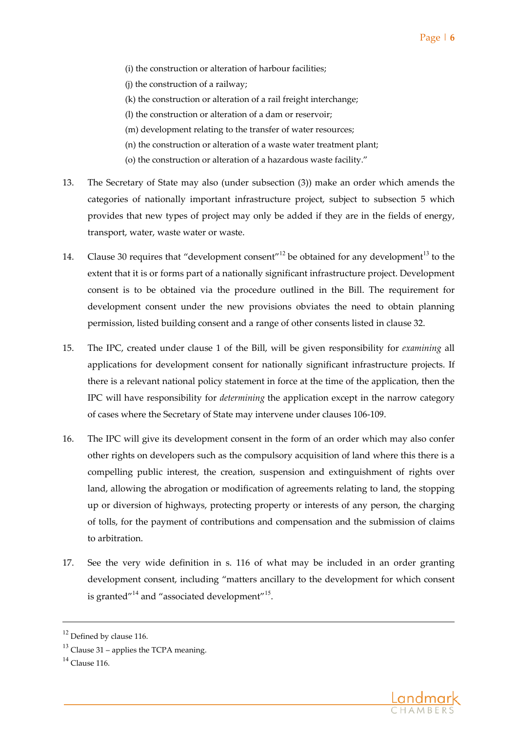(i) the construction or alteration of harbour facilities;

(j) the construction of a railway;

(k) the construction or alteration of a rail freight interchange;

(l) the construction or alteration of a dam or reservoir;

(m) development relating to the transfer of water resources;

(n) the construction or alteration of a waste water treatment plant;

(o) the construction or alteration of a hazardous waste facility."

13. The Secretary of State may also (under subsection (3)) make an order which amends the categories of nationally important infrastructure project, subject to subsection 5 which provides that new types of project may only be added if they are in the fields of energy, transport, water, waste water or waste.

14. Clause 30 requires that "development consent"[12] be obtained for any development[13] to the extent that it is or forms part of a nationally significant infrastructure project. Development consent is to be obtained via the procedure outlined in the Bill. The requirement for development consent under the new provisions obviates the need to obtain planning permission, listed building consent and a range of other consents listed in clause 32.

15. The IPC, created under clause 1 of the Bill, will be given responsibility for *examining* all applications for development consent for nationally significant infrastructure projects. If there is a relevant national policy statement in force at the time of the application, then the IPC will have responsibility for *determining* the application except in the narrow category of cases where the Secretary of State may intervene under clauses 106-109.

16. The IPC will give its development consent in the form of an order which may also confer other rights on developers such as the compulsory acquisition of land where this there is a compelling public interest, the creation, suspension and extinguishment of rights over land, allowing the abrogation or modification of agreements relating to land, the stopping up or diversion of highways, protecting property or interests of any person, the charging of tolls, for the payment of contributions and compensation and the submission of claims to arbitration.

17. See the very wide definition in s. 116 of what may be included in an order granting development consent, including "matters ancillary to the development for which consent is granted"[14] and "associated development"[15].

---

[12] Defined by clause 116.

[13] Clause 31 – applies the TCPA meaning.

[14] Clause 116.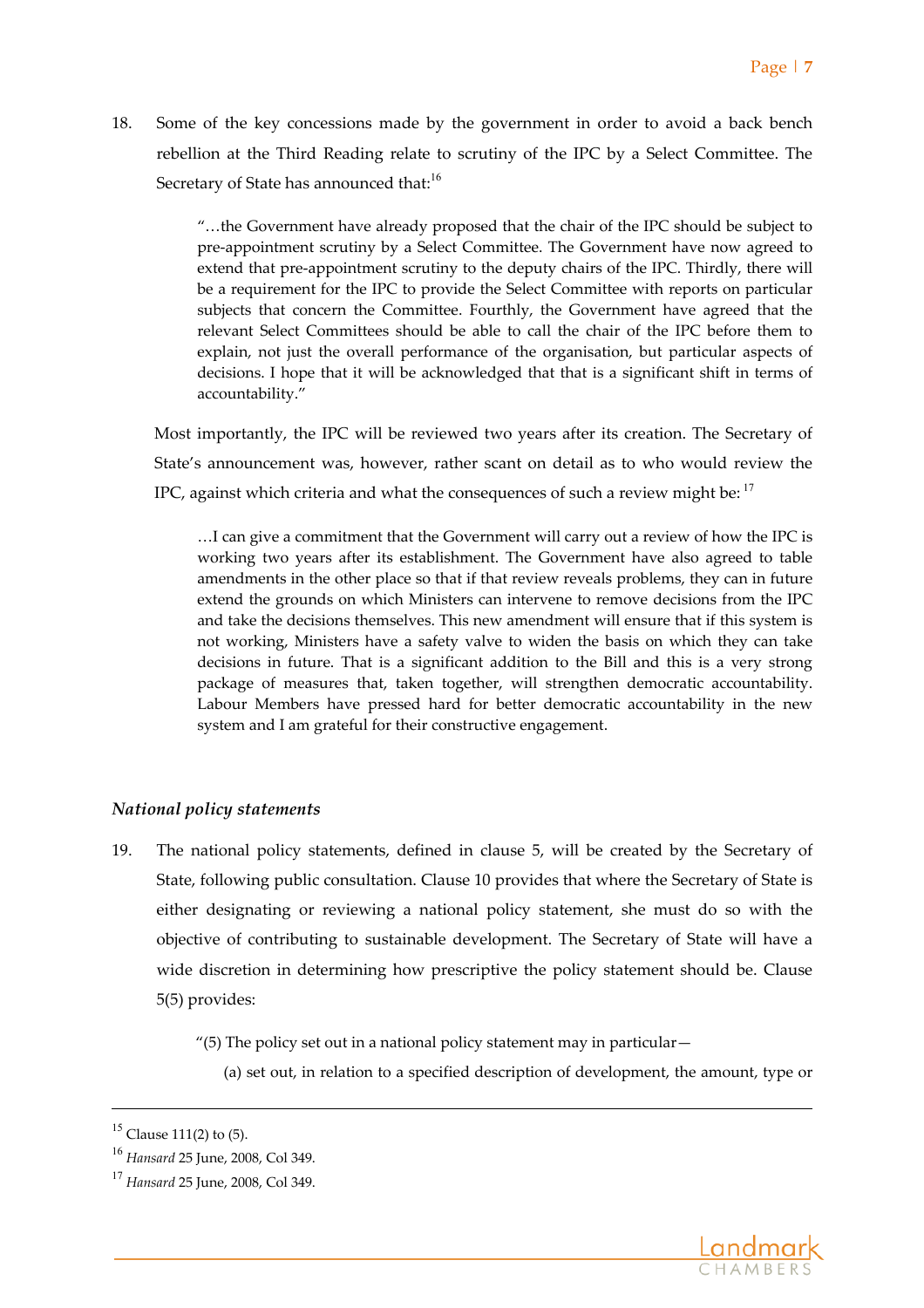18. Some of the key concessions made by the government in order to avoid a back bench rebellion at the Third Reading relate to scrutiny of the IPC by a Select Committee. The Secretary of State has announced that:[16]

> "…the Government have already proposed that the chair of the IPC should be subject to pre-appointment scrutiny by a Select Committee. The Government have now agreed to extend that pre-appointment scrutiny to the deputy chairs of the IPC. Thirdly, there will be a requirement for the IPC to provide the Select Committee with reports on particular subjects that concern the Committee. Fourthly, the Government have agreed that the relevant Select Committees should be able to call the chair of the IPC before them to explain, not just the overall performance of the organisation, but particular aspects of decisions. I hope that it will be acknowledged that that is a significant shift in terms of accountability."

Most importantly, the IPC will be reviewed two years after its creation. The Secretary of State's announcement was, however, rather scant on detail as to who would review the IPC, against which criteria and what the consequences of such a review might be: [17]

> …I can give a commitment that the Government will carry out a review of how the IPC is working two years after its establishment. The Government have also agreed to table amendments in the other place so that if that review reveals problems, they can in future extend the grounds on which Ministers can intervene to remove decisions from the IPC and take the decisions themselves. This new amendment will ensure that if this system is not working, Ministers have a safety valve to widen the basis on which they can take decisions in future. That is a significant addition to the Bill and this is a very strong package of measures that, taken together, will strengthen democratic accountability. Labour Members have pressed hard for better democratic accountability in the new system and I am grateful for their constructive engagement.

### *National policy statements*

19. The national policy statements, defined in clause 5, will be created by the Secretary of State, following public consultation. Clause 10 provides that where the Secretary of State is either designating or reviewing a national policy statement, she must do so with the objective of contributing to sustainable development. The Secretary of State will have a wide discretion in determining how prescriptive the policy statement should be. Clause 5(5) provides:

> "(5) The policy set out in a national policy statement may in particular—
>
> (a) set out, in relation to a specified description of development, the amount, type or

---

[15] Clause 111(2) to (5).

[16] *Hansard* 25 June, 2008, Col 349.

[17] *Hansard* 25 June, 2008, Col 349.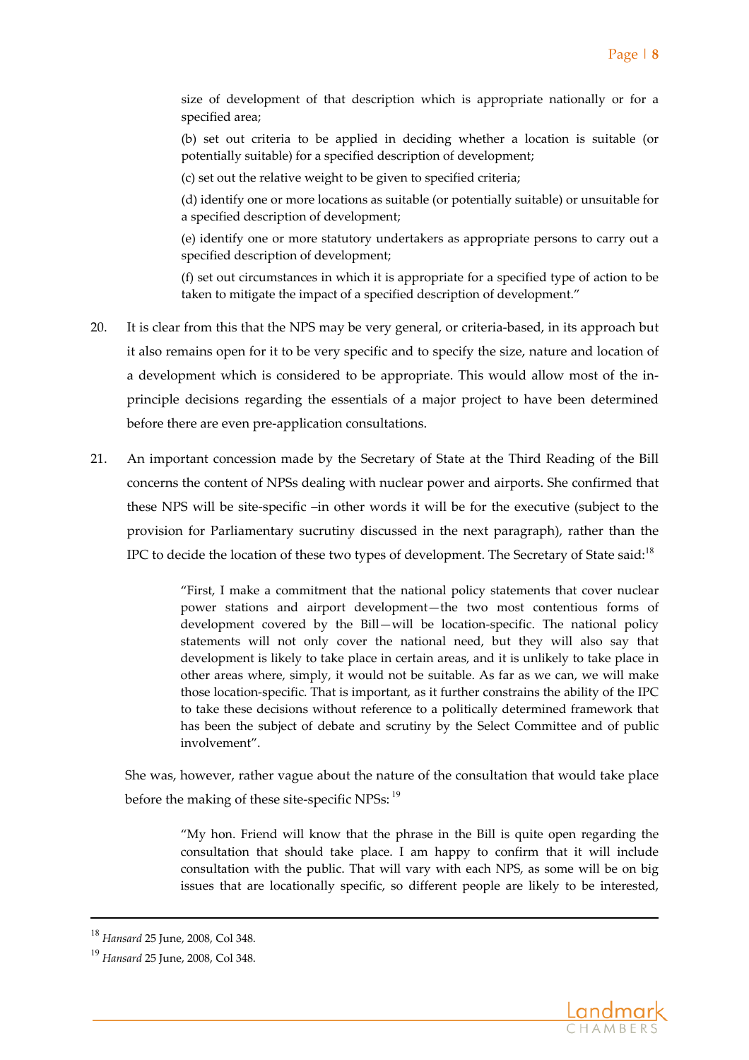size of development of that description which is appropriate nationally or for a specified area;

(b) set out criteria to be applied in deciding whether a location is suitable (or potentially suitable) for a specified description of development;

(c) set out the relative weight to be given to specified criteria;

(d) identify one or more locations as suitable (or potentially suitable) or unsuitable for a specified description of development;

(e) identify one or more statutory undertakers as appropriate persons to carry out a specified description of development;

(f) set out circumstances in which it is appropriate for a specified type of action to be taken to mitigate the impact of a specified description of development."

20. It is clear from this that the NPS may be very general, or criteria-based, in its approach but it also remains open for it to be very specific and to specify the size, nature and location of a development which is considered to be appropriate. This would allow most of the in-principle decisions regarding the essentials of a major project to have been determined before there are even pre-application consultations.

21. An important concession made by the Secretary of State at the Third Reading of the Bill concerns the content of NPSs dealing with nuclear power and airports. She confirmed that these NPS will be site-specific –in other words it will be for the executive (subject to the provision for Parliamentary sucrutiny discussed in the next paragraph), rather than the IPC to decide the location of these two types of development. The Secretary of State said:[18]

> "First, I make a commitment that the national policy statements that cover nuclear power stations and airport development—the two most contentious forms of development covered by the Bill—will be location-specific. The national policy statements will not only cover the national need, but they will also say that development is likely to take place in certain areas, and it is unlikely to take place in other areas where, simply, it would not be suitable. As far as we can, we will make those location-specific. That is important, as it further constrains the ability of the IPC to take these decisions without reference to a politically determined framework that has been the subject of debate and scrutiny by the Select Committee and of public involvement".

She was, however, rather vague about the nature of the consultation that would take place before the making of these site-specific NPSs: [19]

> "My hon. Friend will know that the phrase in the Bill is quite open regarding the consultation that should take place. I am happy to confirm that it will include consultation with the public. That will vary with each NPS, as some will be on big issues that are locationally specific, so different people are likely to be interested,

---

[18] *Hansard* 25 June, 2008, Col 348.

[19] *Hansard* 25 June, 2008, Col 348.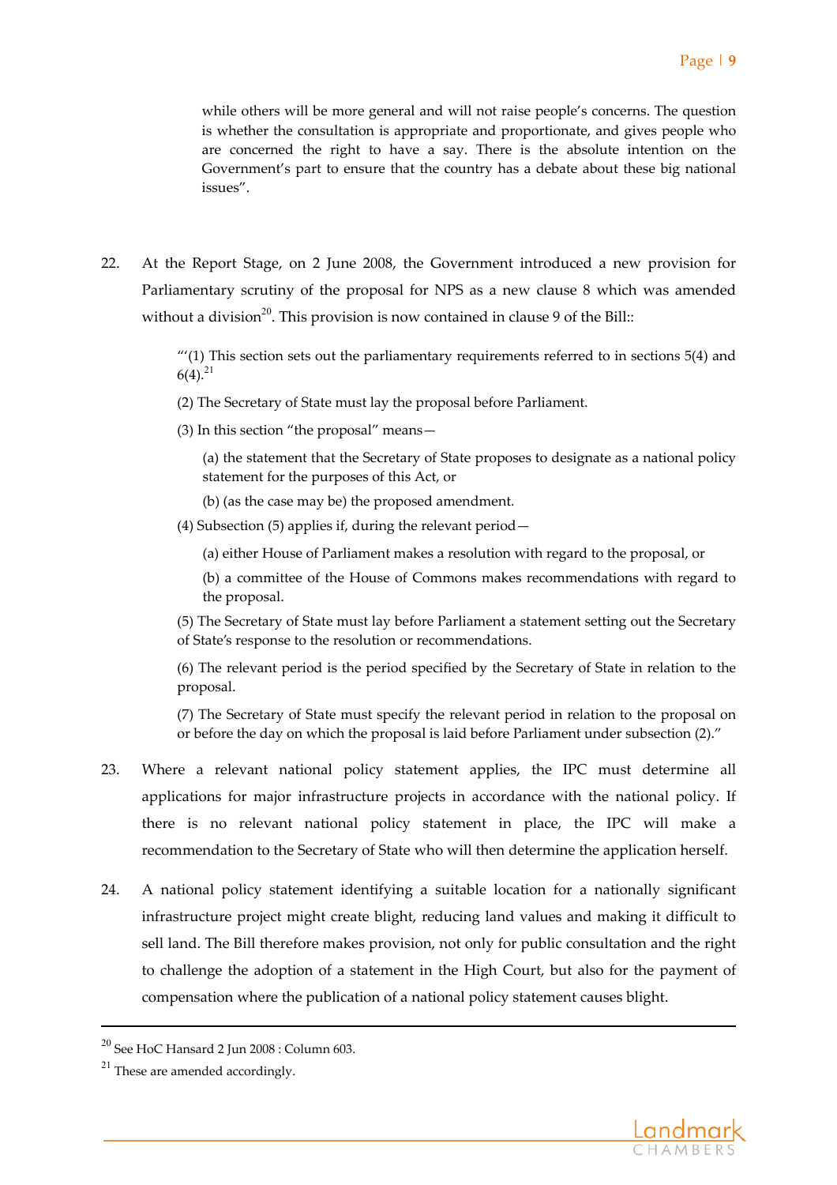> while others will be more general and will not raise people's concerns. The question is whether the consultation is appropriate and proportionate, and gives people who are concerned the right to have a say. There is the absolute intention on the Government's part to ensure that the country has a debate about these big national issues".

22. At the Report Stage, on 2 June 2008, the Government introduced a new provision for Parliamentary scrutiny of the proposal for NPS as a new clause 8 which was amended without a division[20]. This provision is now contained in clause 9 of the Bill::

> "'(1) This section sets out the parliamentary requirements referred to in sections 5(4) and 6(4).[21]
>
> (2) The Secretary of State must lay the proposal before Parliament.
>
> (3) In this section "the proposal" means—
>
> (a) the statement that the Secretary of State proposes to designate as a national policy statement for the purposes of this Act, or
>
> (b) (as the case may be) the proposed amendment.
>
> (4) Subsection (5) applies if, during the relevant period—
>
> (a) either House of Parliament makes a resolution with regard to the proposal, or
>
> (b) a committee of the House of Commons makes recommendations with regard to the proposal.
>
> (5) The Secretary of State must lay before Parliament a statement setting out the Secretary of State's response to the resolution or recommendations.
>
> (6) The relevant period is the period specified by the Secretary of State in relation to the proposal.
>
> (7) The Secretary of State must specify the relevant period in relation to the proposal on or before the day on which the proposal is laid before Parliament under subsection (2)."

23. Where a relevant national policy statement applies, the IPC must determine all applications for major infrastructure projects in accordance with the national policy. If there is no relevant national policy statement in place, the IPC will make a recommendation to the Secretary of State who will then determine the application herself.

24. A national policy statement identifying a suitable location for a nationally significant infrastructure project might create blight, reducing land values and making it difficult to sell land. The Bill therefore makes provision, not only for public consultation and the right to challenge the adoption of a statement in the High Court, but also for the payment of compensation where the publication of a national policy statement causes blight.

---

[20] See HoC Hansard 2 Jun 2008 : Column 603.

[21] These are amended accordingly.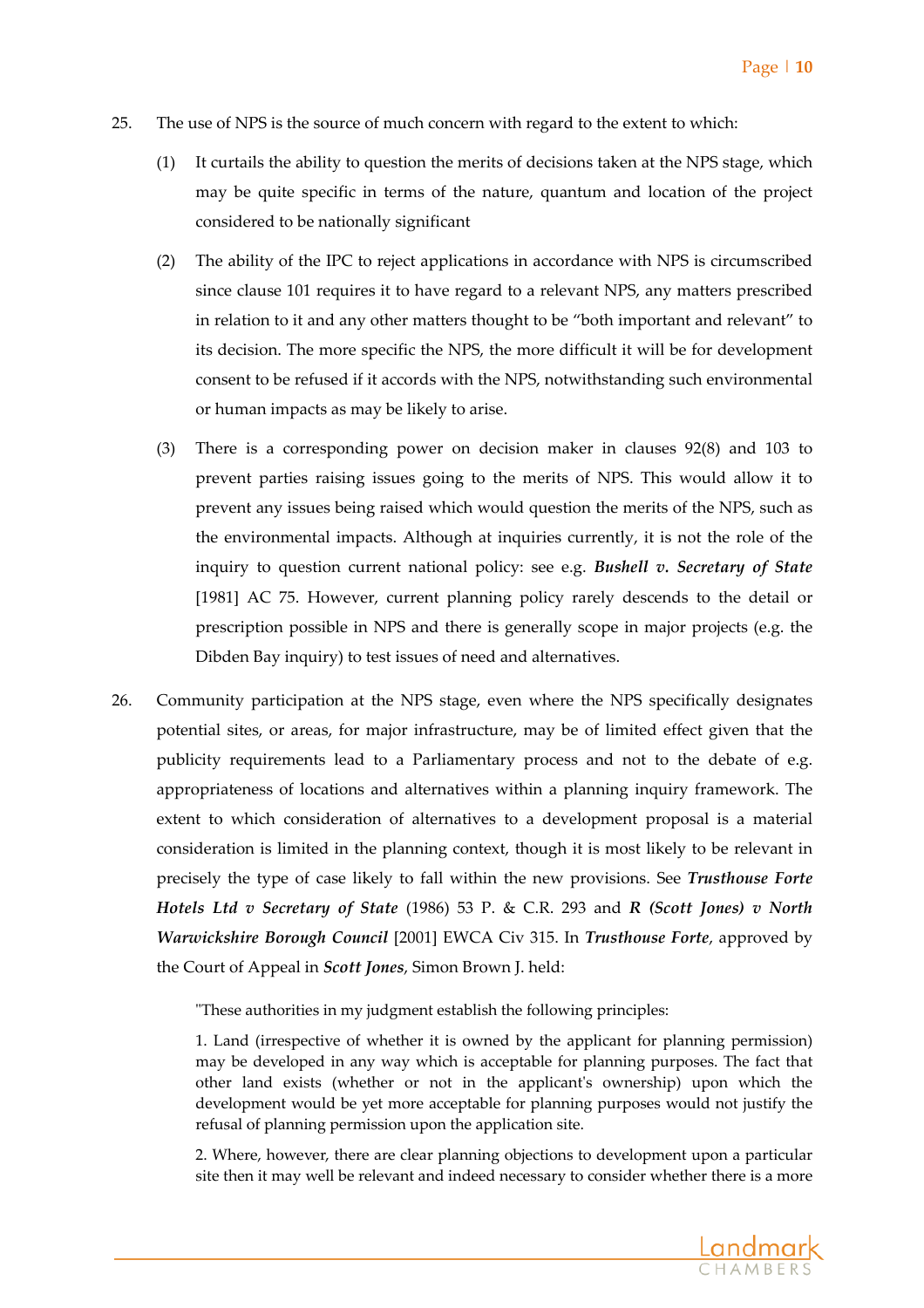25. The use of NPS is the source of much concern with regard to the extent to which:

    (1) It curtails the ability to question the merits of decisions taken at the NPS stage, which may be quite specific in terms of the nature, quantum and location of the project considered to be nationally significant

    (2) The ability of the IPC to reject applications in accordance with NPS is circumscribed since clause 101 requires it to have regard to a relevant NPS, any matters prescribed in relation to it and any other matters thought to be "both important and relevant" to its decision. The more specific the NPS, the more difficult it will be for development consent to be refused if it accords with the NPS, notwithstanding such environmental or human impacts as may be likely to arise.

    (3) There is a corresponding power on decision maker in clauses 92(8) and 103 to prevent parties raising issues going to the merits of NPS. This would allow it to prevent any issues being raised which would question the merits of the NPS, such as the environmental impacts. Although at inquiries currently, it is not the role of the inquiry to question current national policy: see e.g. ***Bushell v. Secretary of State*** [1981] AC 75. However, current planning policy rarely descends to the detail or prescription possible in NPS and there is generally scope in major projects (e.g. the Dibden Bay inquiry) to test issues of need and alternatives.

26. Community participation at the NPS stage, even where the NPS specifically designates potential sites, or areas, for major infrastructure, may be of limited effect given that the publicity requirements lead to a Parliamentary process and not to the debate of e.g. appropriateness of locations and alternatives within a planning inquiry framework. The extent to which consideration of alternatives to a development proposal is a material consideration is limited in the planning context, though it is most likely to be relevant in precisely the type of case likely to fall within the new provisions. See ***Trusthouse Forte Hotels Ltd v Secretary of State*** (1986) 53 P. & C.R. 293 and ***R (Scott Jones) v North Warwickshire Borough Council*** [2001] EWCA Civ 315. In ***Trusthouse Forte***, approved by the Court of Appeal in ***Scott Jones***, Simon Brown J. held:

> "These authorities in my judgment establish the following principles:
>
> 1. Land (irrespective of whether it is owned by the applicant for planning permission) may be developed in any way which is acceptable for planning purposes. The fact that other land exists (whether or not in the applicant's ownership) upon which the development would be yet more acceptable for planning purposes would not justify the refusal of planning permission upon the application site.
>
> 2. Where, however, there are clear planning objections to development upon a particular site then it may well be relevant and indeed necessary to consider whether there is a more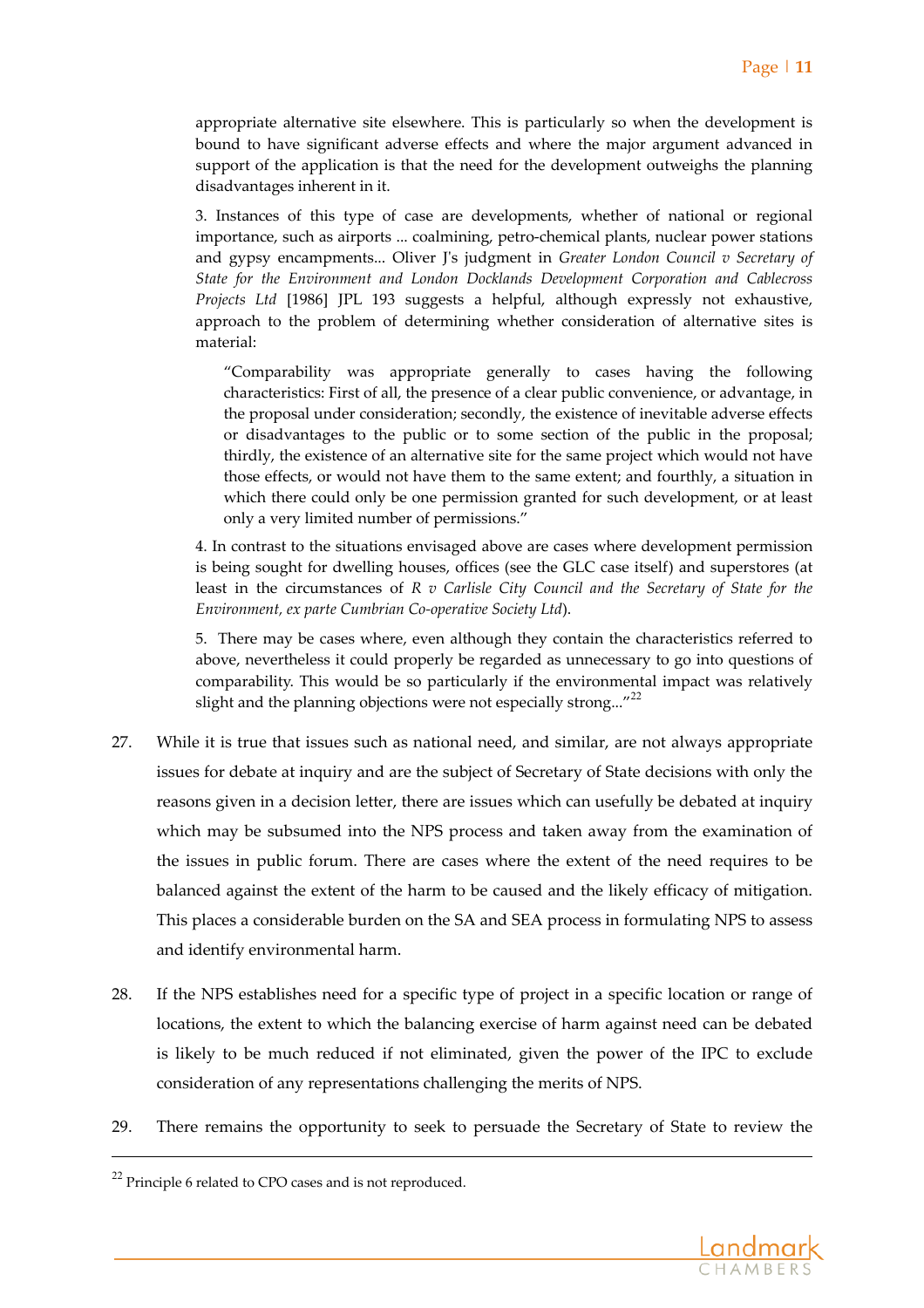appropriate alternative site elsewhere. This is particularly so when the development is bound to have significant adverse effects and where the major argument advanced in support of the application is that the need for the development outweighs the planning disadvantages inherent in it.

3. Instances of this type of case are developments, whether of national or regional importance, such as airports ... coalmining, petro-chemical plants, nuclear power stations and gypsy encampments... Oliver J's judgment in *Greater London Council v Secretary of State for the Environment and London Docklands Development Corporation and Cablecross Projects Ltd* [1986] JPL 193 suggests a helpful, although expressly not exhaustive, approach to the problem of determining whether consideration of alternative sites is material:

> "Comparability was appropriate generally to cases having the following characteristics: First of all, the presence of a clear public convenience, or advantage, in the proposal under consideration; secondly, the existence of inevitable adverse effects or disadvantages to the public or to some section of the public in the proposal; thirdly, the existence of an alternative site for the same project which would not have those effects, or would not have them to the same extent; and fourthly, a situation in which there could only be one permission granted for such development, or at least only a very limited number of permissions."

4. In contrast to the situations envisaged above are cases where development permission is being sought for dwelling houses, offices (see the GLC case itself) and superstores (at least in the circumstances of *R v Carlisle City Council and the Secretary of State for the Environment, ex parte Cumbrian Co-operative Society Ltd*).

5. There may be cases where, even although they contain the characteristics referred to above, nevertheless it could properly be regarded as unnecessary to go into questions of comparability. This would be so particularly if the environmental impact was relatively slight and the planning objections were not especially strong..."[22]

27. While it is true that issues such as national need, and similar, are not always appropriate issues for debate at inquiry and are the subject of Secretary of State decisions with only the reasons given in a decision letter, there are issues which can usefully be debated at inquiry which may be subsumed into the NPS process and taken away from the examination of the issues in public forum. There are cases where the extent of the need requires to be balanced against the extent of the harm to be caused and the likely efficacy of mitigation. This places a considerable burden on the SA and SEA process in formulating NPS to assess and identify environmental harm.

28. If the NPS establishes need for a specific type of project in a specific location or range of locations, the extent to which the balancing exercise of harm against need can be debated is likely to be much reduced if not eliminated, given the power of the IPC to exclude consideration of any representations challenging the merits of NPS.

29. There remains the opportunity to seek to persuade the Secretary of State to review the

---

[22] Principle 6 related to CPO cases and is not reproduced.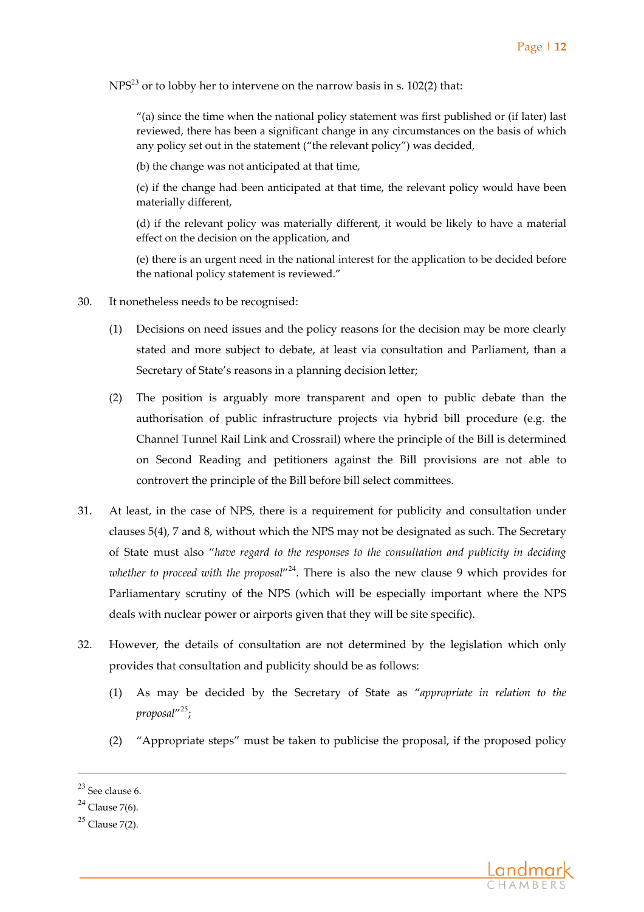NPS[23] or to lobby her to intervene on the narrow basis in s. 102(2) that:

> "(a) since the time when the national policy statement was first published or (if later) last reviewed, there has been a significant change in any circumstances on the basis of which any policy set out in the statement ("the relevant policy") was decided,
>
> (b) the change was not anticipated at that time,
>
> (c) if the change had been anticipated at that time, the relevant policy would have been materially different,
>
> (d) if the relevant policy was materially different, it would be likely to have a material effect on the decision on the application, and
>
> (e) there is an urgent need in the national interest for the application to be decided before the national policy statement is reviewed."

30. It nonetheless needs to be recognised:

    (1) Decisions on need issues and the policy reasons for the decision may be more clearly stated and more subject to debate, at least via consultation and Parliament, than a Secretary of State's reasons in a planning decision letter;

    (2) The position is arguably more transparent and open to public debate than the authorisation of public infrastructure projects via hybrid bill procedure (e.g. the Channel Tunnel Rail Link and Crossrail) where the principle of the Bill is determined on Second Reading and petitioners against the Bill provisions are not able to controvert the principle of the Bill before bill select committees.

31. At least, in the case of NPS, there is a requirement for publicity and consultation under clauses 5(4), 7 and 8, without which the NPS may not be designated as such. The Secretary of State must also "*have regard to the responses to the consultation and publicity in deciding whether to proceed with the proposal*"[24]. There is also the new clause 9 which provides for Parliamentary scrutiny of the NPS (which will be especially important where the NPS deals with nuclear power or airports given that they will be site specific).

32. However, the details of consultation are not determined by the legislation which only provides that consultation and publicity should be as follows:

    (1) As may be decided by the Secretary of State as "*appropriate in relation to the proposal*"[25];

    (2) "Appropriate steps" must be taken to publicise the proposal, if the proposed policy

[23] See clause 6.

[24] Clause 7(6).

[25] Clause 7(2).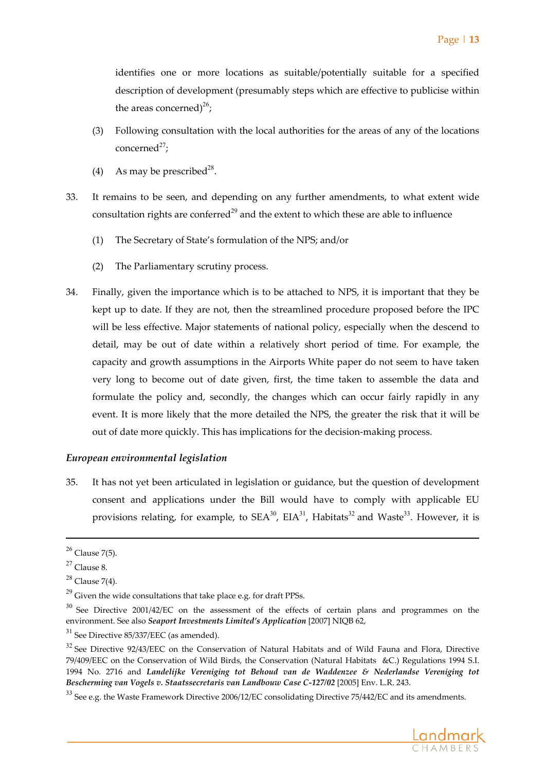identifies one or more locations as suitable/potentially suitable for a specified description of development (presumably steps which are effective to publicise within the areas concerned)[26];

(3) Following consultation with the local authorities for the areas of any of the locations concerned[27];

(4) As may be prescribed[28].

33. It remains to be seen, and depending on any further amendments, to what extent wide consultation rights are conferred[29] and the extent to which these are able to influence

(1) The Secretary of State's formulation of the NPS; and/or

(2) The Parliamentary scrutiny process.

34. Finally, given the importance which is to be attached to NPS, it is important that they be kept up to date. If they are not, then the streamlined procedure proposed before the IPC will be less effective. Major statements of national policy, especially when the descend to detail, may be out of date within a relatively short period of time. For example, the capacity and growth assumptions in the Airports White paper do not seem to have taken very long to become out of date given, first, the time taken to assemble the data and formulate the policy and, secondly, the changes which can occur fairly rapidly in any event. It is more likely that the more detailed the NPS, the greater the risk that it will be out of date more quickly. This has implications for the decision-making process.

### *European environmental legislation*

35. It has not yet been articulated in legislation or guidance, but the question of development consent and applications under the Bill would have to comply with applicable EU provisions relating, for example, to SEA[30], EIA[31], Habitats[32] and Waste[33]. However, it is

---

[26] Clause 7(5).

[27] Clause 8.

[28] Clause 7(4).

[29] Given the wide consultations that take place e.g. for draft PPSs.

[30] See Directive 2001/42/EC on the assessment of the effects of certain plans and programmes on the environment. See also ***Seaport Investments Limited's Application*** [2007] NIQB 62,

[31] See Directive 85/337/EEC (as amended).

[32] See Directive 92/43/EEC on the Conservation of Natural Habitats and of Wild Fauna and Flora, Directive 79/409/EEC on the Conservation of Wild Birds, the Conservation (Natural Habitats &C.) Regulations 1994 S.I. 1994 No. 2716 and ***Landelijke Vereniging tot Behoud van de Waddenzee & Nederlandse Vereniging tot Bescherming van Vogels v. Staatssecretaris van Landbouw Case C-127/02*** [2005] Env. L.R. 243.

[33] See e.g. the Waste Framework Directive 2006/12/EC consolidating Directive 75/442/EC and its amendments.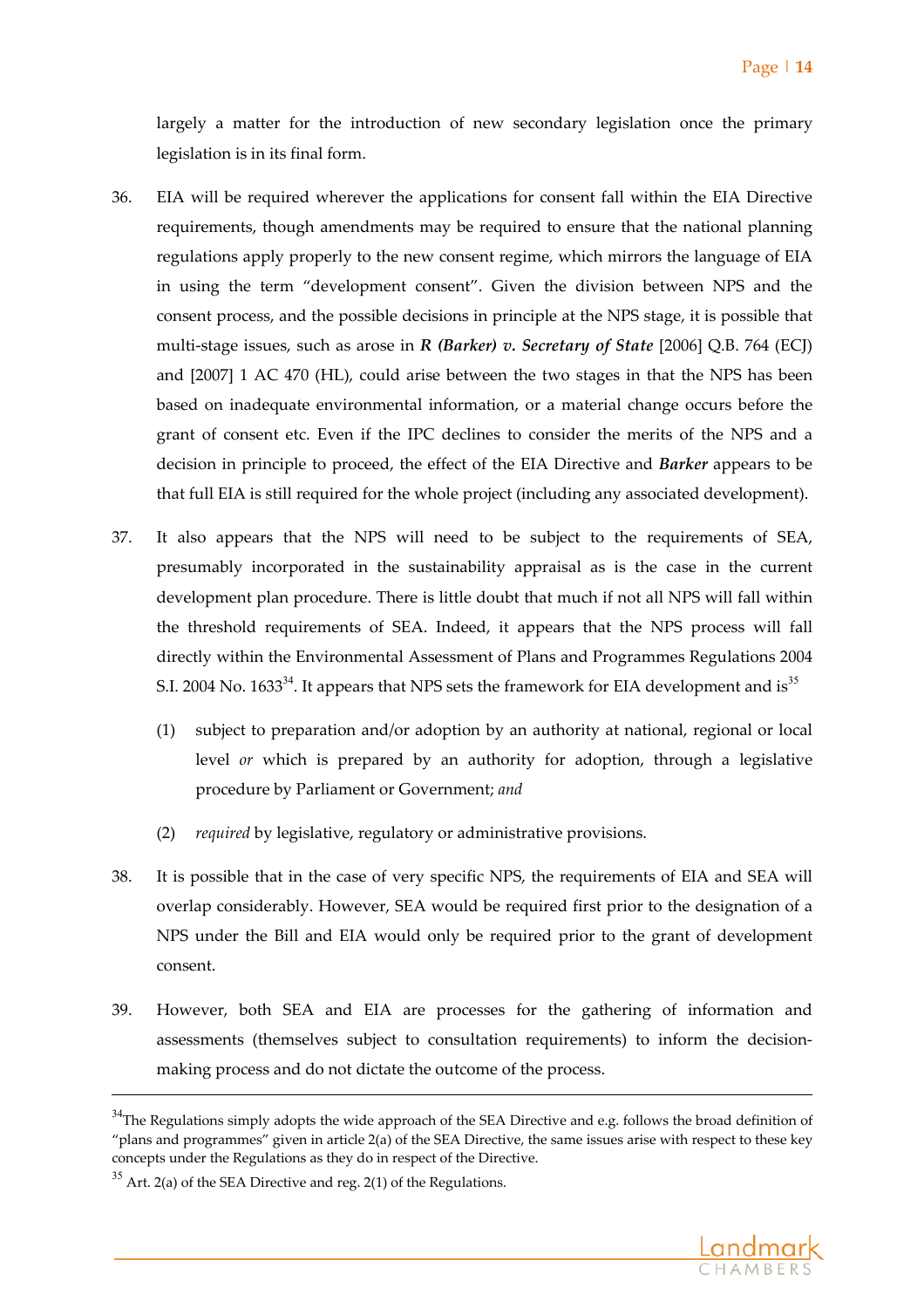largely a matter for the introduction of new secondary legislation once the primary legislation is in its final form.

36. EIA will be required wherever the applications for consent fall within the EIA Directive requirements, though amendments may be required to ensure that the national planning regulations apply properly to the new consent regime, which mirrors the language of EIA in using the term "development consent". Given the division between NPS and the consent process, and the possible decisions in principle at the NPS stage, it is possible that multi-stage issues, such as arose in ***R (Barker) v. Secretary of State*** [2006] Q.B. 764 (ECJ) and [2007] 1 AC 470 (HL), could arise between the two stages in that the NPS has been based on inadequate environmental information, or a material change occurs before the grant of consent etc. Even if the IPC declines to consider the merits of the NPS and a decision in principle to proceed, the effect of the EIA Directive and ***Barker*** appears to be that full EIA is still required for the whole project (including any associated development).

37. It also appears that the NPS will need to be subject to the requirements of SEA, presumably incorporated in the sustainability appraisal as is the case in the current development plan procedure. There is little doubt that much if not all NPS will fall within the threshold requirements of SEA. Indeed, it appears that the NPS process will fall directly within the Environmental Assessment of Plans and Programmes Regulations 2004 S.I. 2004 No. 1633[34]. It appears that NPS sets the framework for EIA development and is[35]

    (1) subject to preparation and/or adoption by an authority at national, regional or local level *or* which is prepared by an authority for adoption, through a legislative procedure by Parliament or Government; *and*

    (2) *required* by legislative, regulatory or administrative provisions.

38. It is possible that in the case of very specific NPS, the requirements of EIA and SEA will overlap considerably. However, SEA would be required first prior to the designation of a NPS under the Bill and EIA would only be required prior to the grant of development consent.

39. However, both SEA and EIA are processes for the gathering of information and assessments (themselves subject to consultation requirements) to inform the decision-making process and do not dictate the outcome of the process.

---

[34] The Regulations simply adopts the wide approach of the SEA Directive and e.g. follows the broad definition of "plans and programmes" given in article 2(a) of the SEA Directive, the same issues arise with respect to these key concepts under the Regulations as they do in respect of the Directive.

[35] Art. 2(a) of the SEA Directive and reg. 2(1) of the Regulations.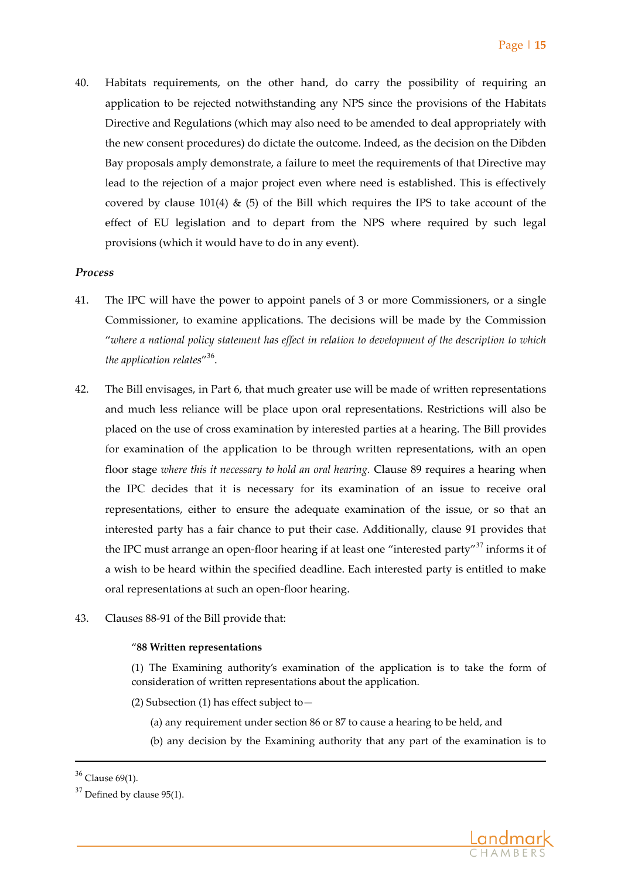40. Habitats requirements, on the other hand, do carry the possibility of requiring an application to be rejected notwithstanding any NPS since the provisions of the Habitats Directive and Regulations (which may also need to be amended to deal appropriately with the new consent procedures) do dictate the outcome. Indeed, as the decision on the Dibden Bay proposals amply demonstrate, a failure to meet the requirements of that Directive may lead to the rejection of a major project even where need is established. This is effectively covered by clause 101(4) & (5) of the Bill which requires the IPS to take account of the effect of EU legislation and to depart from the NPS where required by such legal provisions (which it would have to do in any event).

***Process***

41. The IPC will have the power to appoint panels of 3 or more Commissioners, or a single Commissioner, to examine applications. The decisions will be made by the Commission "*where a national policy statement has effect in relation to development of the description to which the application relates*"[36].

42. The Bill envisages, in Part 6, that much greater use will be made of written representations and much less reliance will be place upon oral representations. Restrictions will also be placed on the use of cross examination by interested parties at a hearing. The Bill provides for examination of the application to be through written representations, with an open floor stage *where this it necessary to hold an oral hearing.* Clause 89 requires a hearing when the IPC decides that it is necessary for its examination of an issue to receive oral representations, either to ensure the adequate examination of the issue, or so that an interested party has a fair chance to put their case. Additionally, clause 91 provides that the IPC must arrange an open-floor hearing if at least one "interested party"[37] informs it of a wish to be heard within the specified deadline. Each interested party is entitled to make oral representations at such an open-floor hearing.

43. Clauses 88-91 of the Bill provide that:

> "**88 Written representations**
>
> (1) The Examining authority's examination of the application is to take the form of consideration of written representations about the application.
>
> (2) Subsection (1) has effect subject to—
>
> (a) any requirement under section 86 or 87 to cause a hearing to be held, and
>
> (b) any decision by the Examining authority that any part of the examination is to

[36] Clause 69(1).

[37] Defined by clause 95(1).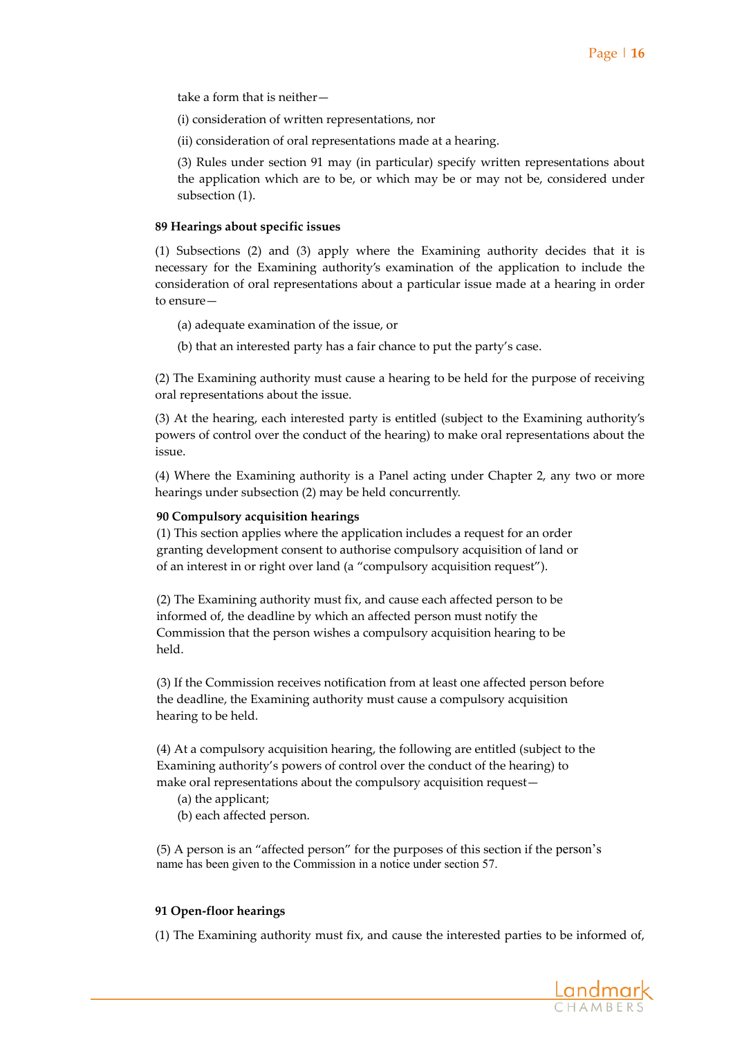take a form that is neither—

(i) consideration of written representations, nor

(ii) consideration of oral representations made at a hearing.

(3) Rules under section 91 may (in particular) specify written representations about the application which are to be, or which may be or may not be, considered under subsection (1).

**89 Hearings about specific issues**

(1) Subsections (2) and (3) apply where the Examining authority decides that it is necessary for the Examining authority's examination of the application to include the consideration of oral representations about a particular issue made at a hearing in order to ensure—

(a) adequate examination of the issue, or

(b) that an interested party has a fair chance to put the party's case.

(2) The Examining authority must cause a hearing to be held for the purpose of receiving oral representations about the issue.

(3) At the hearing, each interested party is entitled (subject to the Examining authority's powers of control over the conduct of the hearing) to make oral representations about the issue.

(4) Where the Examining authority is a Panel acting under Chapter 2, any two or more hearings under subsection (2) may be held concurrently.

**90 Compulsory acquisition hearings**

(1) This section applies where the application includes a request for an order granting development consent to authorise compulsory acquisition of land or of an interest in or right over land (a "compulsory acquisition request").

(2) The Examining authority must fix, and cause each affected person to be informed of, the deadline by which an affected person must notify the Commission that the person wishes a compulsory acquisition hearing to be held.

(3) If the Commission receives notification from at least one affected person before the deadline, the Examining authority must cause a compulsory acquisition hearing to be held.

(4) At a compulsory acquisition hearing, the following are entitled (subject to the Examining authority's powers of control over the conduct of the hearing) to make oral representations about the compulsory acquisition request—

(a) the applicant;

(b) each affected person.

(5) A person is an "affected person" for the purposes of this section if the person's name has been given to the Commission in a notice under section 57.

**91 Open-floor hearings**

(1) The Examining authority must fix, and cause the interested parties to be informed of,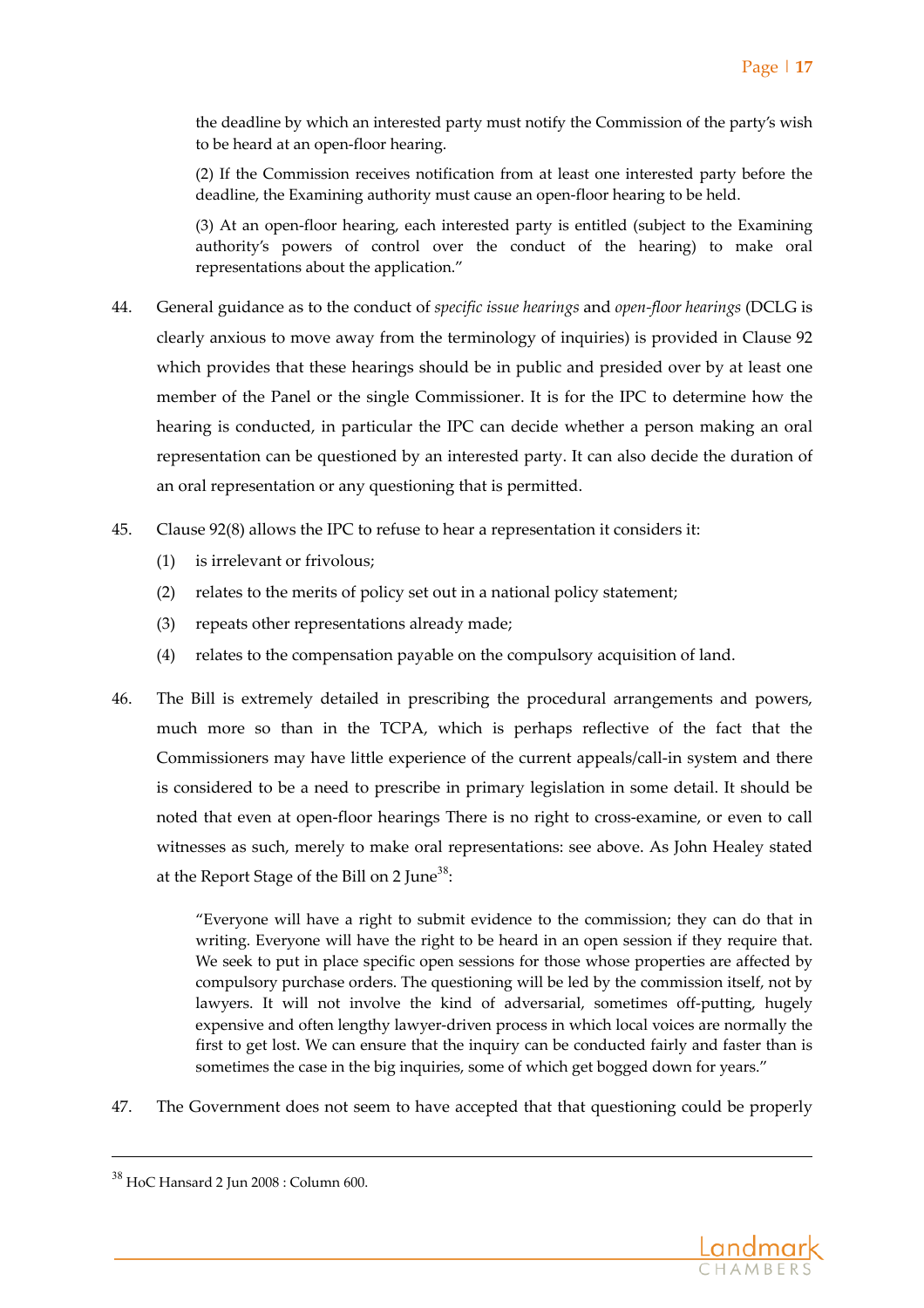the deadline by which an interested party must notify the Commission of the party's wish to be heard at an open-floor hearing.

(2) If the Commission receives notification from at least one interested party before the deadline, the Examining authority must cause an open-floor hearing to be held.

(3) At an open-floor hearing, each interested party is entitled (subject to the Examining authority's powers of control over the conduct of the hearing) to make oral representations about the application."

44. General guidance as to the conduct of *specific issue hearings* and *open-floor hearings* (DCLG is clearly anxious to move away from the terminology of inquiries) is provided in Clause 92 which provides that these hearings should be in public and presided over by at least one member of the Panel or the single Commissioner. It is for the IPC to determine how the hearing is conducted, in particular the IPC can decide whether a person making an oral representation can be questioned by an interested party. It can also decide the duration of an oral representation or any questioning that is permitted.

45. Clause 92(8) allows the IPC to refuse to hear a representation it considers it:

    (1) is irrelevant or frivolous;

    (2) relates to the merits of policy set out in a national policy statement;

    (3) repeats other representations already made;

    (4) relates to the compensation payable on the compulsory acquisition of land.

46. The Bill is extremely detailed in prescribing the procedural arrangements and powers, much more so than in the TCPA, which is perhaps reflective of the fact that the Commissioners may have little experience of the current appeals/call-in system and there is considered to be a need to prescribe in primary legislation in some detail. It should be noted that even at open-floor hearings There is no right to cross-examine, or even to call witnesses as such, merely to make oral representations: see above. As John Healey stated at the Report Stage of the Bill on 2 June[38]:

> "Everyone will have a right to submit evidence to the commission; they can do that in writing. Everyone will have the right to be heard in an open session if they require that. We seek to put in place specific open sessions for those whose properties are affected by compulsory purchase orders. The questioning will be led by the commission itself, not by lawyers. It will not involve the kind of adversarial, sometimes off-putting, hugely expensive and often lengthy lawyer-driven process in which local voices are normally the first to get lost. We can ensure that the inquiry can be conducted fairly and faster than is sometimes the case in the big inquiries, some of which get bogged down for years."

47. The Government does not seem to have accepted that that questioning could be properly

---

[38] HoC Hansard 2 Jun 2008 : Column 600.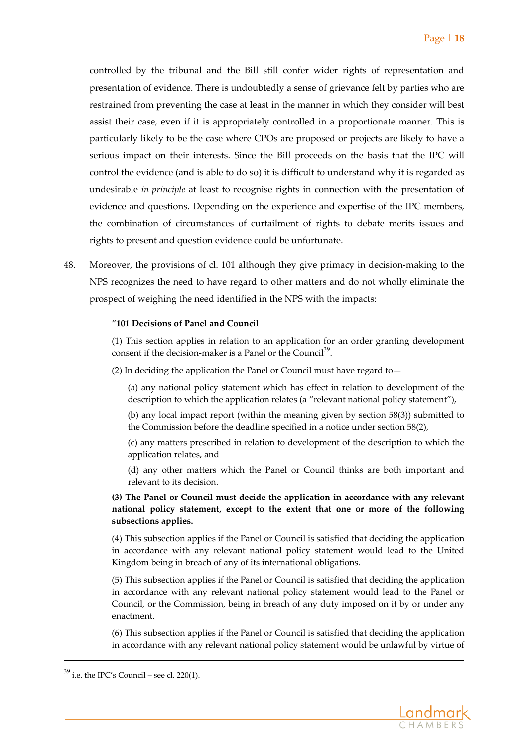controlled by the tribunal and the Bill still confer wider rights of representation and presentation of evidence. There is undoubtedly a sense of grievance felt by parties who are restrained from preventing the case at least in the manner in which they consider will best assist their case, even if it is appropriately controlled in a proportionate manner. This is particularly likely to be the case where CPOs are proposed or projects are likely to have a serious impact on their interests. Since the Bill proceeds on the basis that the IPC will control the evidence (and is able to do so) it is difficult to understand why it is regarded as undesirable *in principle* at least to recognise rights in connection with the presentation of evidence and questions. Depending on the experience and expertise of the IPC members, the combination of circumstances of curtailment of rights to debate merits issues and rights to present and question evidence could be unfortunate.

48. Moreover, the provisions of cl. 101 although they give primacy in decision-making to the NPS recognizes the need to have regard to other matters and do not wholly eliminate the prospect of weighing the need identified in the NPS with the impacts:

> "**101 Decisions of Panel and Council**
>
> (1) This section applies in relation to an application for an order granting development consent if the decision-maker is a Panel or the Council[39].
>
> (2) In deciding the application the Panel or Council must have regard to—
>
> (a) any national policy statement which has effect in relation to development of the description to which the application relates (a "relevant national policy statement"),
>
> (b) any local impact report (within the meaning given by section 58(3)) submitted to the Commission before the deadline specified in a notice under section 58(2),
>
> (c) any matters prescribed in relation to development of the description to which the application relates, and
>
> (d) any other matters which the Panel or Council thinks are both important and relevant to its decision.
>
> **(3) The Panel or Council must decide the application in accordance with any relevant national policy statement, except to the extent that one or more of the following subsections applies.**
>
> (4) This subsection applies if the Panel or Council is satisfied that deciding the application in accordance with any relevant national policy statement would lead to the United Kingdom being in breach of any of its international obligations.
>
> (5) This subsection applies if the Panel or Council is satisfied that deciding the application in accordance with any relevant national policy statement would lead to the Panel or Council, or the Commission, being in breach of any duty imposed on it by or under any enactment.
>
> (6) This subsection applies if the Panel or Council is satisfied that deciding the application in accordance with any relevant national policy statement would be unlawful by virtue of

[39] i.e. the IPC's Council – see cl. 220(1).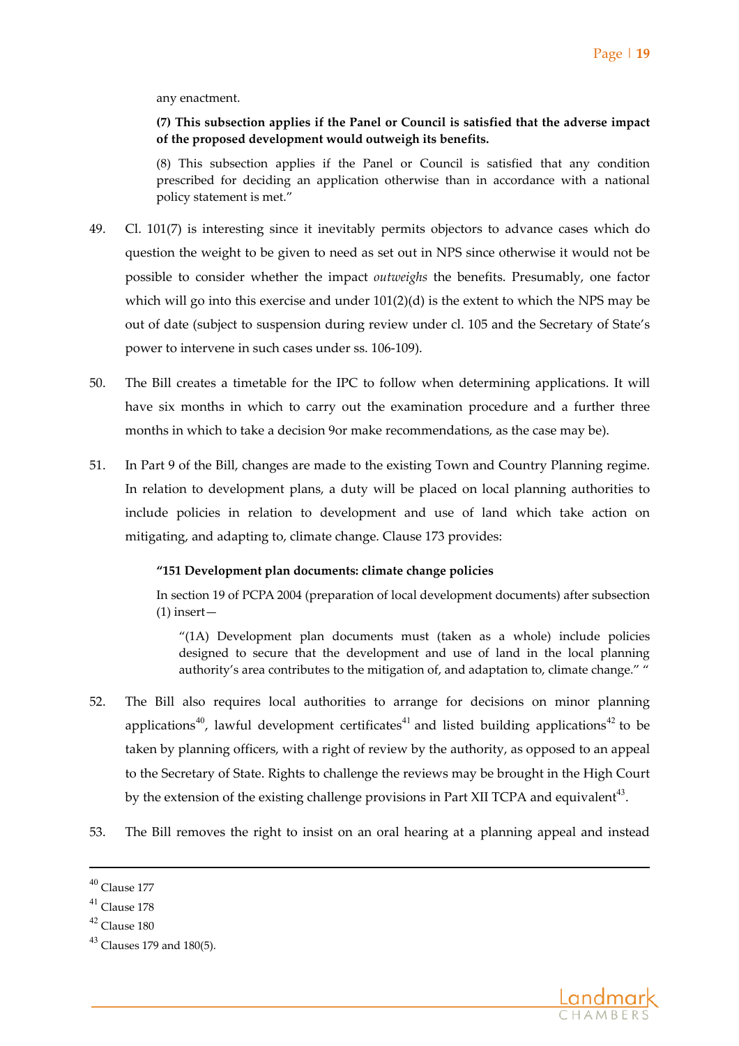any enactment.

**(7) This subsection applies if the Panel or Council is satisfied that the adverse impact of the proposed development would outweigh its benefits.**

(8) This subsection applies if the Panel or Council is satisfied that any condition prescribed for deciding an application otherwise than in accordance with a national policy statement is met."

49. Cl. 101(7) is interesting since it inevitably permits objectors to advance cases which do question the weight to be given to need as set out in NPS since otherwise it would not be possible to consider whether the impact *outweighs* the benefits. Presumably, one factor which will go into this exercise and under 101(2)(d) is the extent to which the NPS may be out of date (subject to suspension during review under cl. 105 and the Secretary of State's power to intervene in such cases under ss. 106-109).

50. The Bill creates a timetable for the IPC to follow when determining applications. It will have six months in which to carry out the examination procedure and a further three months in which to take a decision 9or make recommendations, as the case may be).

51. In Part 9 of the Bill, changes are made to the existing Town and Country Planning regime. In relation to development plans, a duty will be placed on local planning authorities to include policies in relation to development and use of land which take action on mitigating, and adapting to, climate change. Clause 173 provides:

**"151 Development plan documents: climate change policies**

In section 19 of PCPA 2004 (preparation of local development documents) after subsection (1) insert—

"(1A) Development plan documents must (taken as a whole) include policies designed to secure that the development and use of land in the local planning authority's area contributes to the mitigation of, and adaptation to, climate change." "

52. The Bill also requires local authorities to arrange for decisions on minor planning applications[40], lawful development certificates[41] and listed building applications[42] to be taken by planning officers, with a right of review by the authority, as opposed to an appeal to the Secretary of State. Rights to challenge the reviews may be brought in the High Court by the extension of the existing challenge provisions in Part XII TCPA and equivalent[43].

53. The Bill removes the right to insist on an oral hearing at a planning appeal and instead

---

[40] Clause 177

[41] Clause 178

[42] Clause 180

[43] Clauses 179 and 180(5).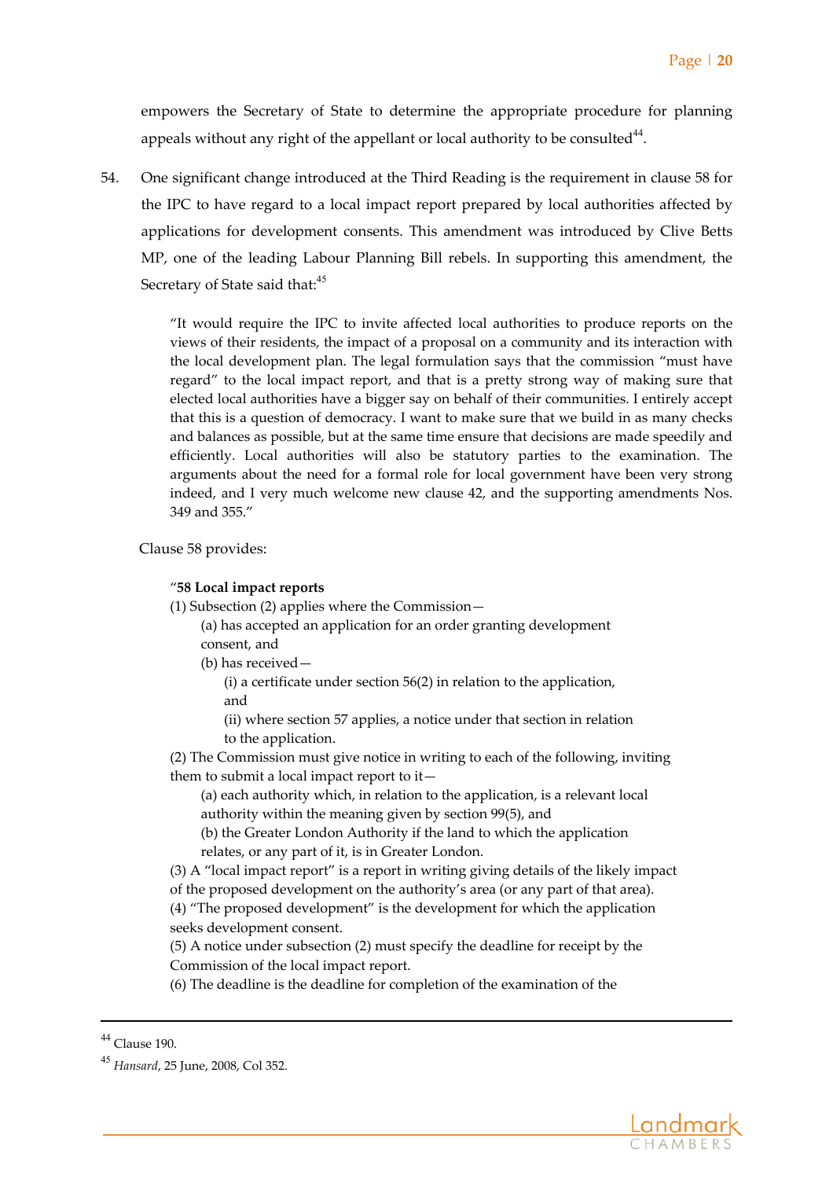empowers the Secretary of State to determine the appropriate procedure for planning appeals without any right of the appellant or local authority to be consulted[44].

54. One significant change introduced at the Third Reading is the requirement in clause 58 for the IPC to have regard to a local impact report prepared by local authorities affected by applications for development consents. This amendment was introduced by Clive Betts MP, one of the leading Labour Planning Bill rebels. In supporting this amendment, the Secretary of State said that:[45]

> "It would require the IPC to invite affected local authorities to produce reports on the views of their residents, the impact of a proposal on a community and its interaction with the local development plan. The legal formulation says that the commission "must have regard" to the local impact report, and that is a pretty strong way of making sure that elected local authorities have a bigger say on behalf of their communities. I entirely accept that this is a question of democracy. I want to make sure that we build in as many checks and balances as possible, but at the same time ensure that decisions are made speedily and efficiently. Local authorities will also be statutory parties to the examination. The arguments about the need for a formal role for local government have been very strong indeed, and I very much welcome new clause 42, and the supporting amendments Nos. 349 and 355."

Clause 58 provides:

> "**58 Local impact reports**
> (1) Subsection (2) applies where the Commission—
> (a) has accepted an application for an order granting development consent, and
> (b) has received—
> (i) a certificate under section 56(2) in relation to the application, and
> (ii) where section 57 applies, a notice under that section in relation to the application.
> (2) The Commission must give notice in writing to each of the following, inviting them to submit a local impact report to it—
> (a) each authority which, in relation to the application, is a relevant local authority within the meaning given by section 99(5), and
> (b) the Greater London Authority if the land to which the application relates, or any part of it, is in Greater London.
> (3) A "local impact report" is a report in writing giving details of the likely impact of the proposed development on the authority's area (or any part of that area).
> (4) "The proposed development" is the development for which the application seeks development consent.
> (5) A notice under subsection (2) must specify the deadline for receipt by the Commission of the local impact report.
> (6) The deadline is the deadline for completion of the examination of the

---

[44] Clause 190.

[45] *Hansard*, 25 June, 2008, Col 352.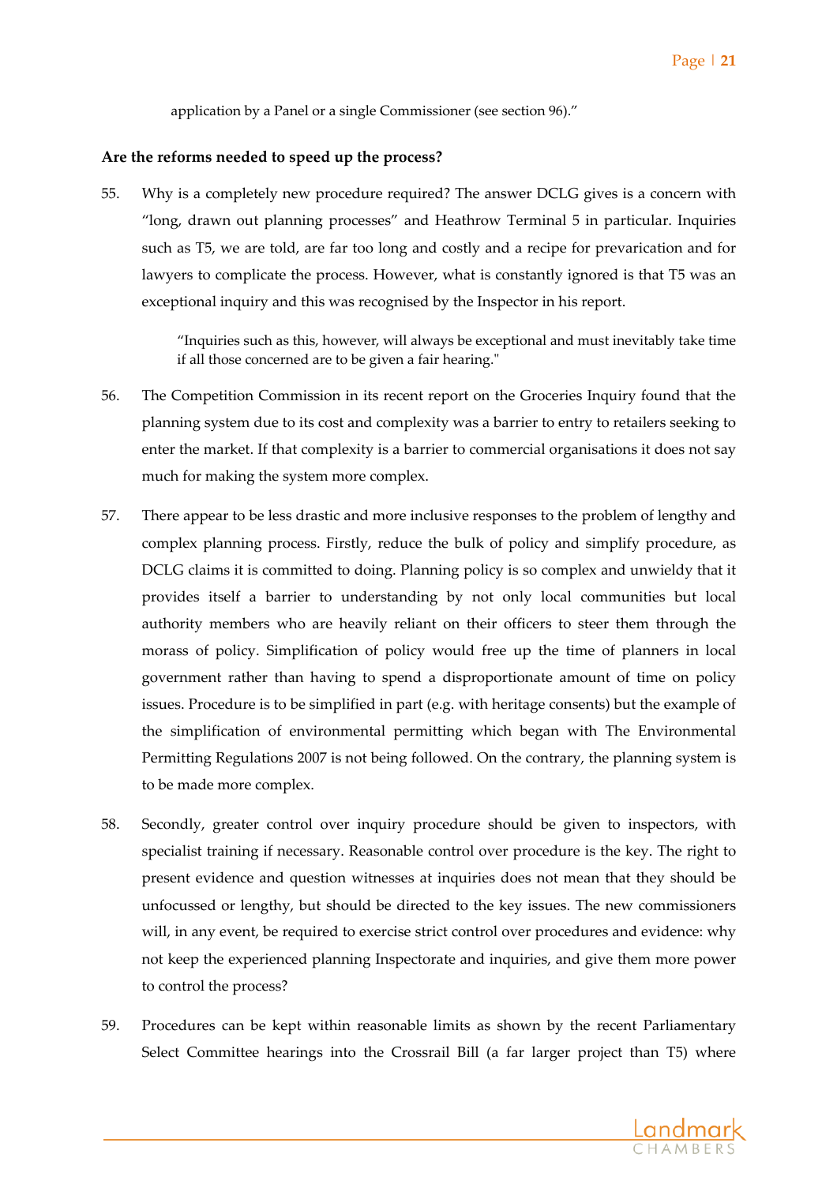application by a Panel or a single Commissioner (see section 96)."

**Are the reforms needed to speed up the process?**

55. Why is a completely new procedure required? The answer DCLG gives is a concern with "long, drawn out planning processes" and Heathrow Terminal 5 in particular. Inquiries such as T5, we are told, are far too long and costly and a recipe for prevarication and for lawyers to complicate the process. However, what is constantly ignored is that T5 was an exceptional inquiry and this was recognised by the Inspector in his report.

   > "Inquiries such as this, however, will always be exceptional and must inevitably take time if all those concerned are to be given a fair hearing."

56. The Competition Commission in its recent report on the Groceries Inquiry found that the planning system due to its cost and complexity was a barrier to entry to retailers seeking to enter the market. If that complexity is a barrier to commercial organisations it does not say much for making the system more complex.

57. There appear to be less drastic and more inclusive responses to the problem of lengthy and complex planning process. Firstly, reduce the bulk of policy and simplify procedure, as DCLG claims it is committed to doing. Planning policy is so complex and unwieldy that it provides itself a barrier to understanding by not only local communities but local authority members who are heavily reliant on their officers to steer them through the morass of policy. Simplification of policy would free up the time of planners in local government rather than having to spend a disproportionate amount of time on policy issues. Procedure is to be simplified in part (e.g. with heritage consents) but the example of the simplification of environmental permitting which began with The Environmental Permitting Regulations 2007 is not being followed. On the contrary, the planning system is to be made more complex.

58. Secondly, greater control over inquiry procedure should be given to inspectors, with specialist training if necessary. Reasonable control over procedure is the key. The right to present evidence and question witnesses at inquiries does not mean that they should be unfocussed or lengthy, but should be directed to the key issues. The new commissioners will, in any event, be required to exercise strict control over procedures and evidence: why not keep the experienced planning Inspectorate and inquiries, and give them more power to control the process?

59. Procedures can be kept within reasonable limits as shown by the recent Parliamentary Select Committee hearings into the Crossrail Bill (a far larger project than T5) where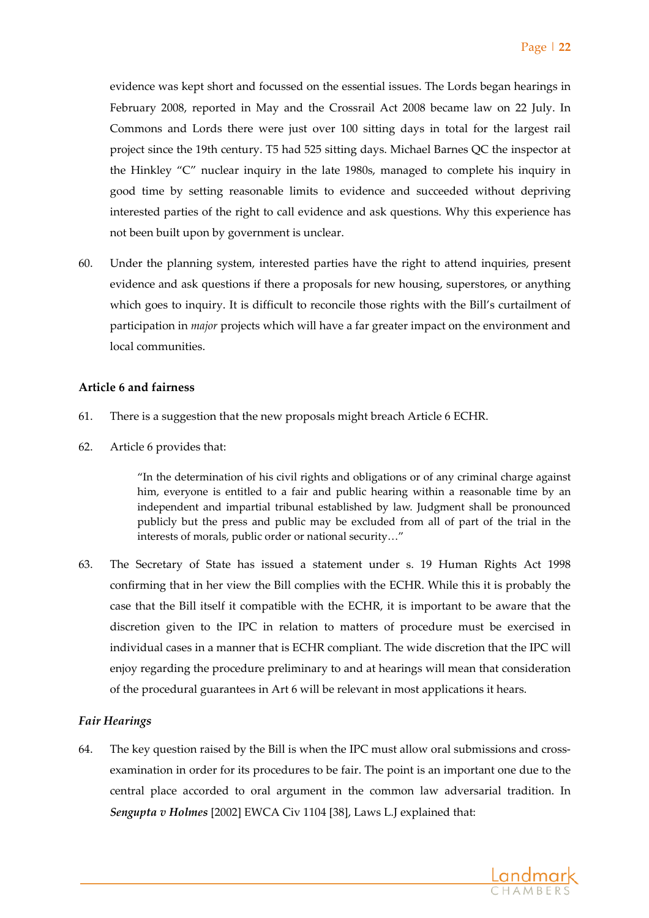evidence was kept short and focussed on the essential issues. The Lords began hearings in February 2008, reported in May and the Crossrail Act 2008 became law on 22 July. In Commons and Lords there were just over 100 sitting days in total for the largest rail project since the 19th century. T5 had 525 sitting days. Michael Barnes QC the inspector at the Hinkley "C" nuclear inquiry in the late 1980s, managed to complete his inquiry in good time by setting reasonable limits to evidence and succeeded without depriving interested parties of the right to call evidence and ask questions. Why this experience has not been built upon by government is unclear.

60. Under the planning system, interested parties have the right to attend inquiries, present evidence and ask questions if there a proposals for new housing, superstores, or anything which goes to inquiry. It is difficult to reconcile those rights with the Bill's curtailment of participation in *major* projects which will have a far greater impact on the environment and local communities.

**Article 6 and fairness**

61. There is a suggestion that the new proposals might breach Article 6 ECHR.

62. Article 6 provides that:

> "In the determination of his civil rights and obligations or of any criminal charge against him, everyone is entitled to a fair and public hearing within a reasonable time by an independent and impartial tribunal established by law. Judgment shall be pronounced publicly but the press and public may be excluded from all of part of the trial in the interests of morals, public order or national security…"

63. The Secretary of State has issued a statement under s. 19 Human Rights Act 1998 confirming that in her view the Bill complies with the ECHR. While this it is probably the case that the Bill itself it compatible with the ECHR, it is important to be aware that the discretion given to the IPC in relation to matters of procedure must be exercised in individual cases in a manner that is ECHR compliant. The wide discretion that the IPC will enjoy regarding the procedure preliminary to and at hearings will mean that consideration of the procedural guarantees in Art 6 will be relevant in most applications it hears.

***Fair Hearings***

64. The key question raised by the Bill is when the IPC must allow oral submissions and cross-examination in order for its procedures to be fair. The point is an important one due to the central place accorded to oral argument in the common law adversarial tradition. In ***Sengupta v Holmes*** [2002] EWCA Civ 1104 [38], Laws L.J explained that: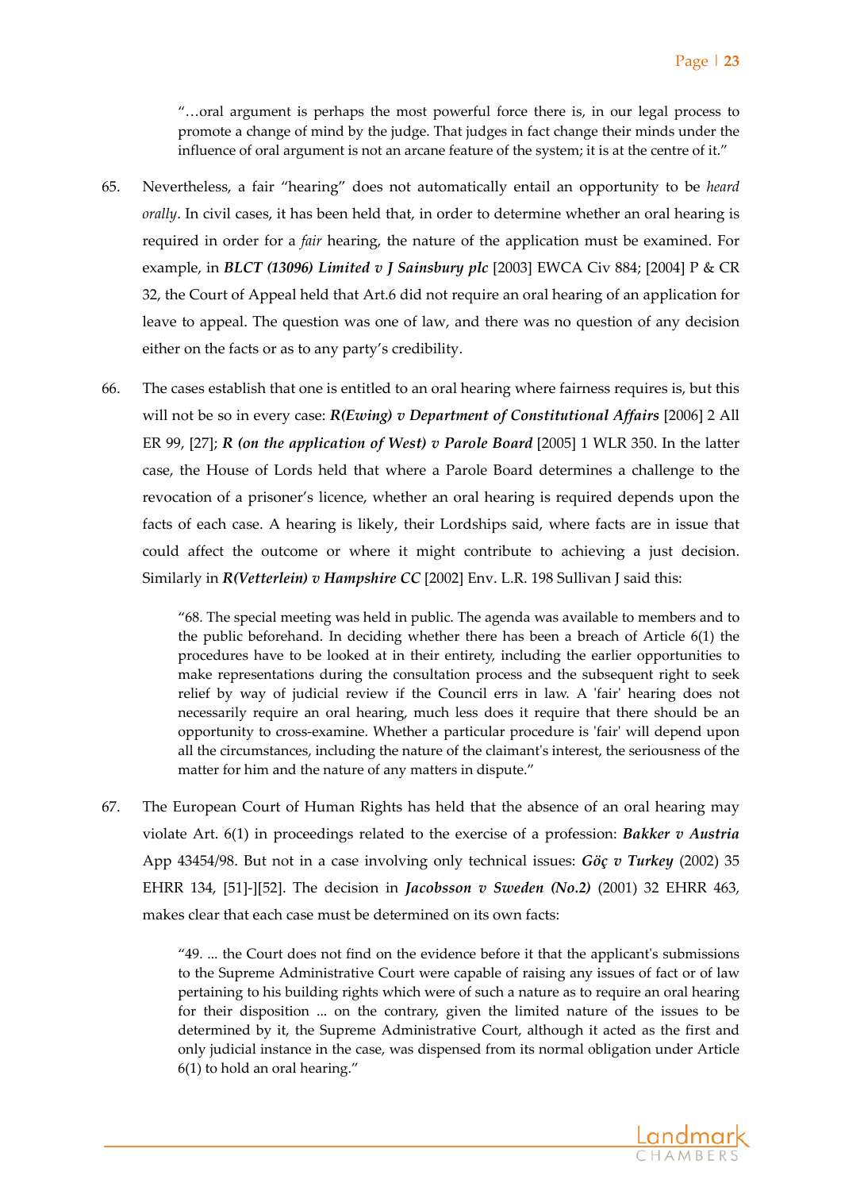> "…oral argument is perhaps the most powerful force there is, in our legal process to promote a change of mind by the judge. That judges in fact change their minds under the influence of oral argument is not an arcane feature of the system; it is at the centre of it."

65. Nevertheless, a fair "hearing" does not automatically entail an opportunity to be *heard orally*. In civil cases, it has been held that, in order to determine whether an oral hearing is required in order for a *fair* hearing, the nature of the application must be examined. For example, in ***BLCT (13096) Limited v J Sainsbury plc*** [2003] EWCA Civ 884; [2004] P & CR 32, the Court of Appeal held that Art.6 did not require an oral hearing of an application for leave to appeal. The question was one of law, and there was no question of any decision either on the facts or as to any party's credibility.

66. The cases establish that one is entitled to an oral hearing where fairness requires is, but this will not be so in every case: ***R(Ewing) v Department of Constitutional Affairs*** [2006] 2 All ER 99, [27]; ***R (on the application of West) v Parole Board*** [2005] 1 WLR 350. In the latter case, the House of Lords held that where a Parole Board determines a challenge to the revocation of a prisoner's licence, whether an oral hearing is required depends upon the facts of each case. A hearing is likely, their Lordships said, where facts are in issue that could affect the outcome or where it might contribute to achieving a just decision. Similarly in ***R(Vetterlein) v Hampshire CC*** [2002] Env. L.R. 198 Sullivan J said this:

> "68. The special meeting was held in public. The agenda was available to members and to the public beforehand. In deciding whether there has been a breach of Article 6(1) the procedures have to be looked at in their entirety, including the earlier opportunities to make representations during the consultation process and the subsequent right to seek relief by way of judicial review if the Council errs in law. A 'fair' hearing does not necessarily require an oral hearing, much less does it require that there should be an opportunity to cross-examine. Whether a particular procedure is 'fair' will depend upon all the circumstances, including the nature of the claimant's interest, the seriousness of the matter for him and the nature of any matters in dispute."

67. The European Court of Human Rights has held that the absence of an oral hearing may violate Art. 6(1) in proceedings related to the exercise of a profession: ***Bakker v Austria*** App 43454/98. But not in a case involving only technical issues: ***Göç v Turkey*** (2002) 35 EHRR 134, [51]-][52]. The decision in ***Jacobsson v Sweden (No.2)*** (2001) 32 EHRR 463, makes clear that each case must be determined on its own facts:

> "49. ... the Court does not find on the evidence before it that the applicant's submissions to the Supreme Administrative Court were capable of raising any issues of fact or of law pertaining to his building rights which were of such a nature as to require an oral hearing for their disposition ... on the contrary, given the limited nature of the issues to be determined by it, the Supreme Administrative Court, although it acted as the first and only judicial instance in the case, was dispensed from its normal obligation under Article 6(1) to hold an oral hearing."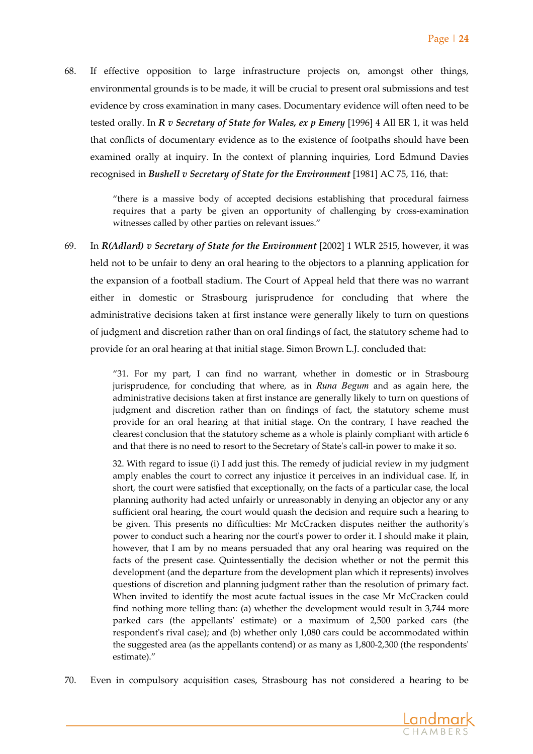68. If effective opposition to large infrastructure projects on, amongst other things, environmental grounds is to be made, it will be crucial to present oral submissions and test evidence by cross examination in many cases. Documentary evidence will often need to be tested orally. In ***R v Secretary of State for Wales, ex p Emery*** [1996] 4 All ER 1, it was held that conflicts of documentary evidence as to the existence of footpaths should have been examined orally at inquiry. In the context of planning inquiries, Lord Edmund Davies recognised in ***Bushell v Secretary of State for the Environment*** [1981] AC 75, 116, that:

> "there is a massive body of accepted decisions establishing that procedural fairness requires that a party be given an opportunity of challenging by cross-examination witnesses called by other parties on relevant issues."

69. In ***R(Adlard) v Secretary of State for the Environment*** [2002] 1 WLR 2515, however, it was held not to be unfair to deny an oral hearing to the objectors to a planning application for the expansion of a football stadium. The Court of Appeal held that there was no warrant either in domestic or Strasbourg jurisprudence for concluding that where the administrative decisions taken at first instance were generally likely to turn on questions of judgment and discretion rather than on oral findings of fact, the statutory scheme had to provide for an oral hearing at that initial stage. Simon Brown L.J. concluded that:

> "31. For my part, I can find no warrant, whether in domestic or in Strasbourg jurisprudence, for concluding that where, as in *Runa Begum* and as again here, the administrative decisions taken at first instance are generally likely to turn on questions of judgment and discretion rather than on findings of fact, the statutory scheme must provide for an oral hearing at that initial stage. On the contrary, I have reached the clearest conclusion that the statutory scheme as a whole is plainly compliant with article 6 and that there is no need to resort to the Secretary of State's call-in power to make it so.
>
> 32. With regard to issue (i) I add just this. The remedy of judicial review in my judgment amply enables the court to correct any injustice it perceives in an individual case. If, in short, the court were satisfied that exceptionally, on the facts of a particular case, the local planning authority had acted unfairly or unreasonably in denying an objector any or any sufficient oral hearing, the court would quash the decision and require such a hearing to be given. This presents no difficulties: Mr McCracken disputes neither the authority's power to conduct such a hearing nor the court's power to order it. I should make it plain, however, that I am by no means persuaded that any oral hearing was required on the facts of the present case. Quintessentially the decision whether or not the permit this development (and the departure from the development plan which it represents) involves questions of discretion and planning judgment rather than the resolution of primary fact. When invited to identify the most acute factual issues in the case Mr McCracken could find nothing more telling than: (a) whether the development would result in 3,744 more parked cars (the appellants' estimate) or a maximum of 2,500 parked cars (the respondent's rival case); and (b) whether only 1,080 cars could be accommodated within the suggested area (as the appellants contend) or as many as 1,800-2,300 (the respondents' estimate)."

70. Even in compulsory acquisition cases, Strasbourg has not considered a hearing to be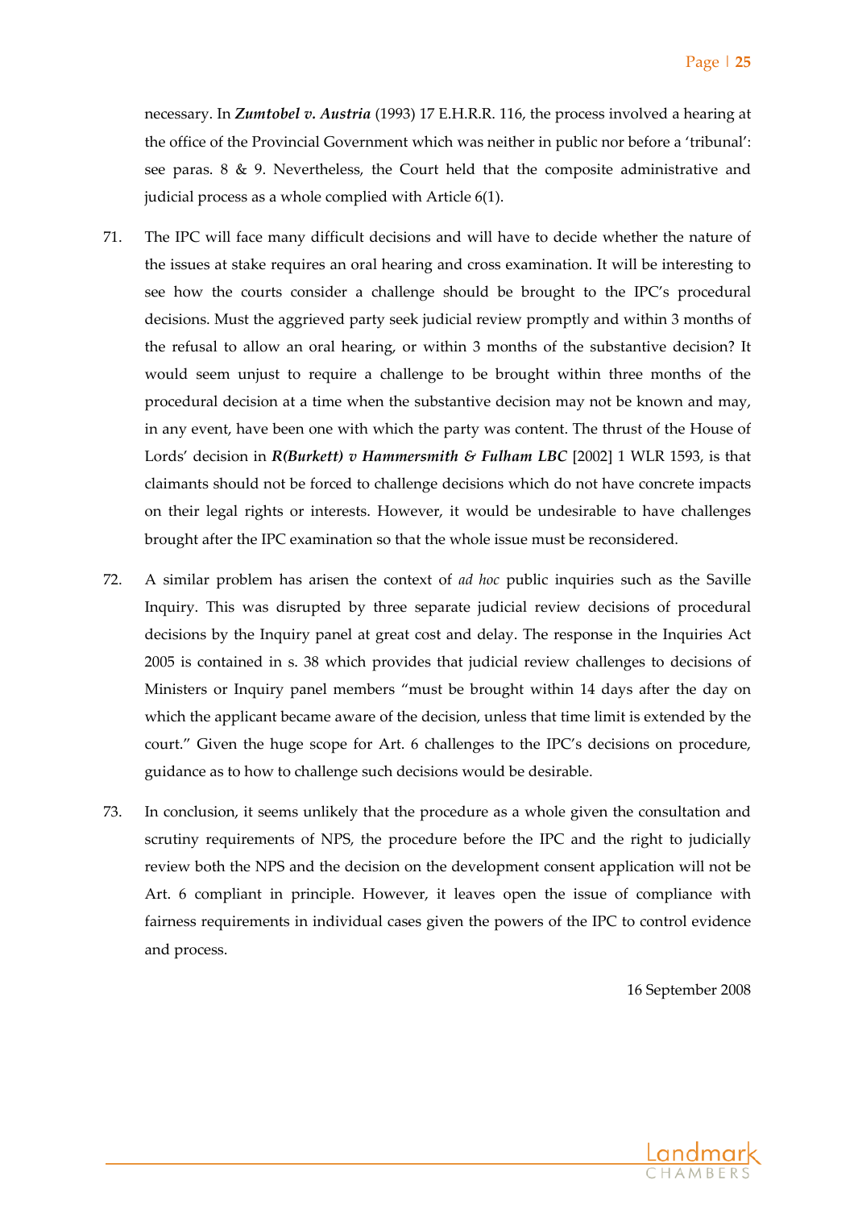necessary. In ***Zumtobel v. Austria*** (1993) 17 E.H.R.R. 116, the process involved a hearing at the office of the Provincial Government which was neither in public nor before a 'tribunal': see paras. 8 & 9. Nevertheless, the Court held that the composite administrative and judicial process as a whole complied with Article 6(1).

71. The IPC will face many difficult decisions and will have to decide whether the nature of the issues at stake requires an oral hearing and cross examination. It will be interesting to see how the courts consider a challenge should be brought to the IPC's procedural decisions. Must the aggrieved party seek judicial review promptly and within 3 months of the refusal to allow an oral hearing, or within 3 months of the substantive decision? It would seem unjust to require a challenge to be brought within three months of the procedural decision at a time when the substantive decision may not be known and may, in any event, have been one with which the party was content. The thrust of the House of Lords' decision in ***R(Burkett) v Hammersmith & Fulham LBC*** [2002] 1 WLR 1593, is that claimants should not be forced to challenge decisions which do not have concrete impacts on their legal rights or interests. However, it would be undesirable to have challenges brought after the IPC examination so that the whole issue must be reconsidered.

72. A similar problem has arisen the context of *ad hoc* public inquiries such as the Saville Inquiry. This was disrupted by three separate judicial review decisions of procedural decisions by the Inquiry panel at great cost and delay. The response in the Inquiries Act 2005 is contained in s. 38 which provides that judicial review challenges to decisions of Ministers or Inquiry panel members "must be brought within 14 days after the day on which the applicant became aware of the decision, unless that time limit is extended by the court." Given the huge scope for Art. 6 challenges to the IPC's decisions on procedure, guidance as to how to challenge such decisions would be desirable.

73. In conclusion, it seems unlikely that the procedure as a whole given the consultation and scrutiny requirements of NPS, the procedure before the IPC and the right to judicially review both the NPS and the decision on the development consent application will not be Art. 6 compliant in principle. However, it leaves open the issue of compliance with fairness requirements in individual cases given the powers of the IPC to control evidence and process.

16 September 2008